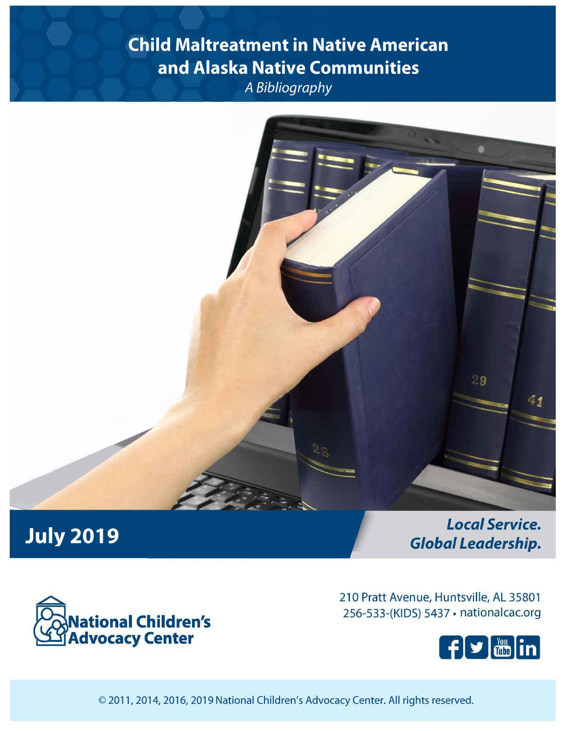# Child Maltreatment in Native American and Alaska Native Communities

*A Bibliography*

**July 2019**

***Local Service. Global Leadership.***

**National Children's Advocacy Center**

210 Pratt Avenue, Huntsville, AL 35801
256-533-(KIDS) 5437 • nationalcac.org

© 2011, 2014, 2016, 2019 National Children's Advocacy Center. All rights reserved.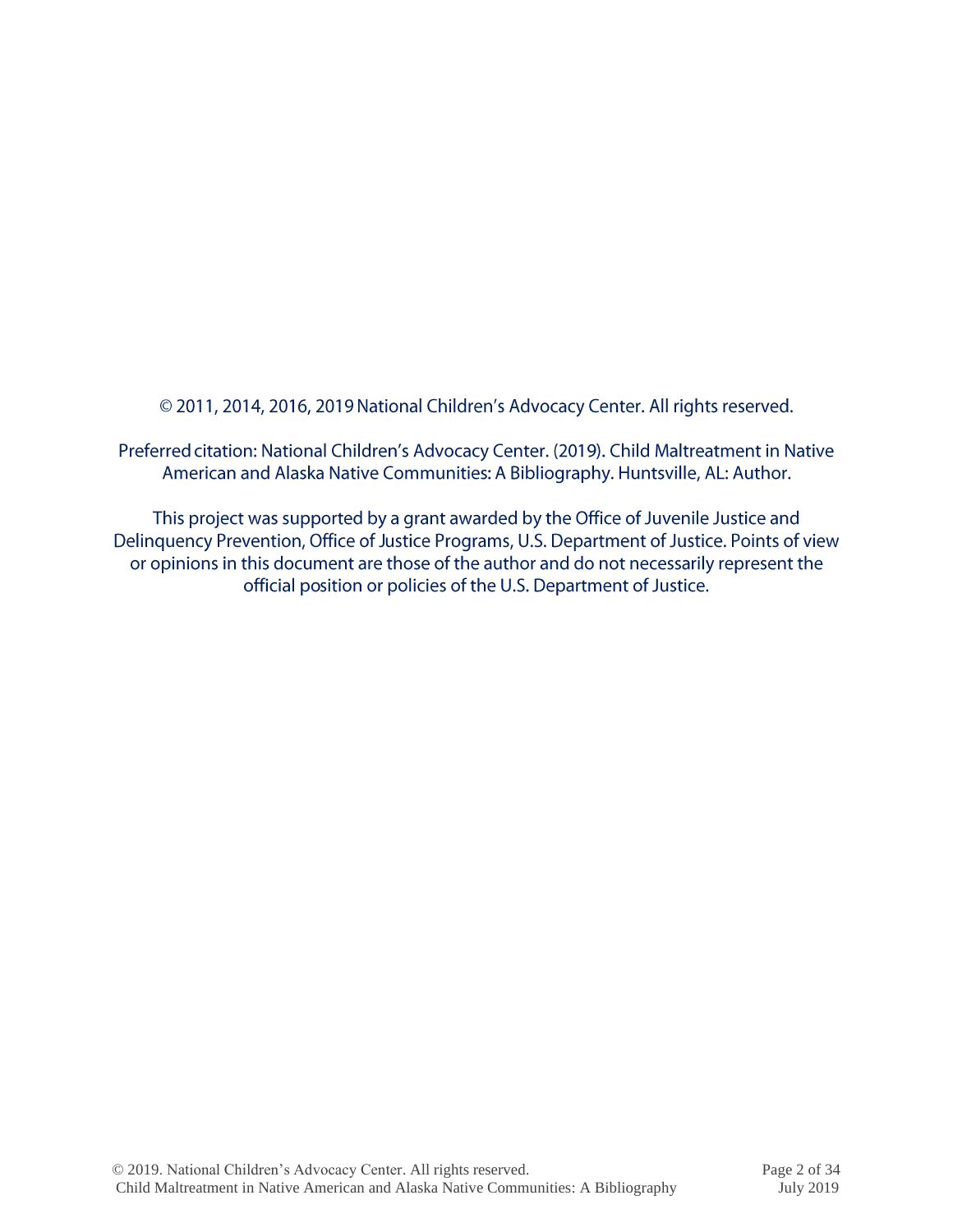© 2011, 2014, 2016, 2019 National Children's Advocacy Center. All rights reserved.

Preferred citation: National Children's Advocacy Center. (2019). Child Maltreatment in Native American and Alaska Native Communities: A Bibliography. Huntsville, AL: Author.

This project was supported by a grant awarded by the Office of Juvenile Justice and Delinquency Prevention, Office of Justice Programs, U.S. Department of Justice. Points of view or opinions in this document are those of the author and do not necessarily represent the official position or policies of the U.S. Department of Justice.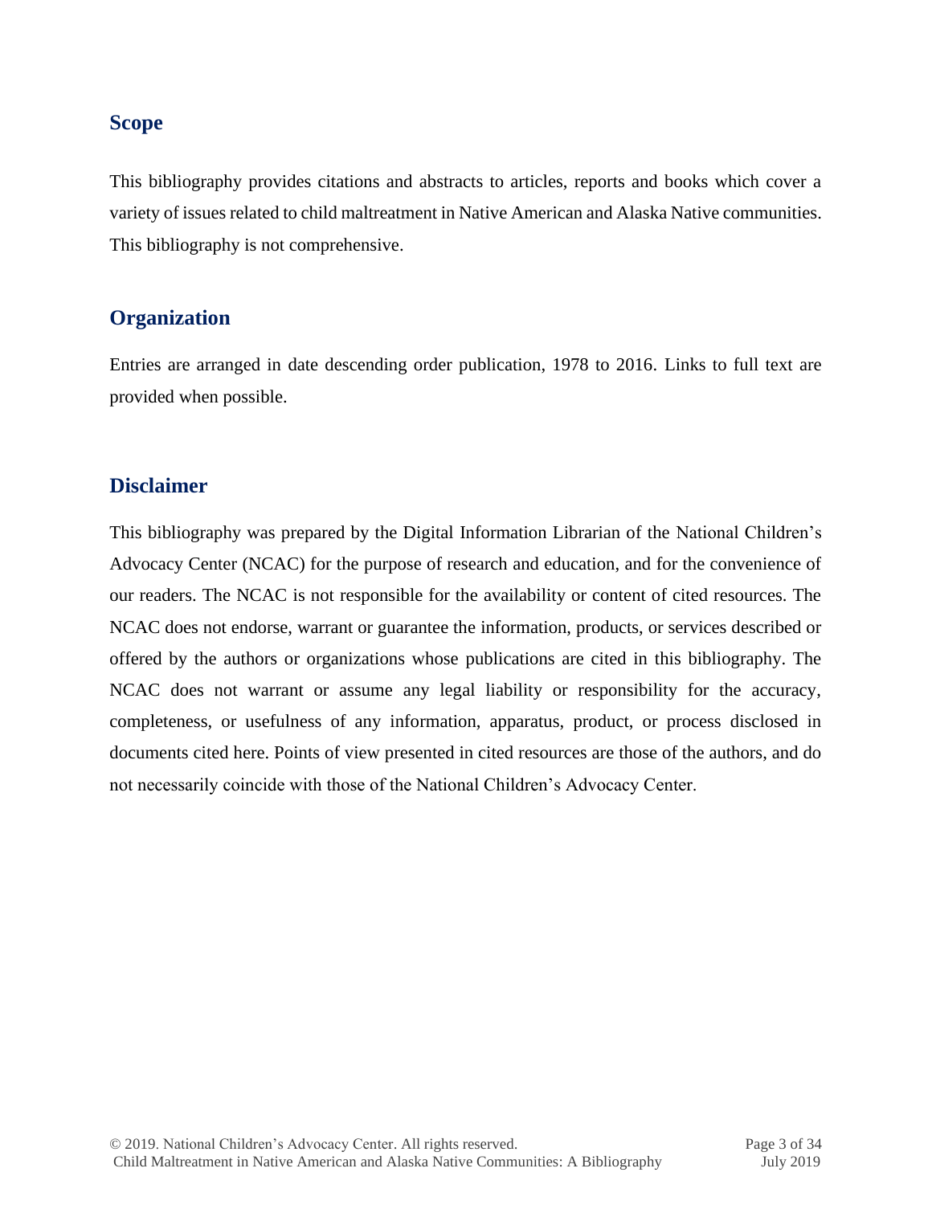## Scope

This bibliography provides citations and abstracts to articles, reports and books which cover a variety of issues related to child maltreatment in Native American and Alaska Native communities. This bibliography is not comprehensive.

## Organization

Entries are arranged in date descending order publication, 1978 to 2016. Links to full text are provided when possible.

## Disclaimer

This bibliography was prepared by the Digital Information Librarian of the National Children's Advocacy Center (NCAC) for the purpose of research and education, and for the convenience of our readers. The NCAC is not responsible for the availability or content of cited resources. The NCAC does not endorse, warrant or guarantee the information, products, or services described or offered by the authors or organizations whose publications are cited in this bibliography. The NCAC does not warrant or assume any legal liability or responsibility for the accuracy, completeness, or usefulness of any information, apparatus, product, or process disclosed in documents cited here. Points of view presented in cited resources are those of the authors, and do not necessarily coincide with those of the National Children's Advocacy Center.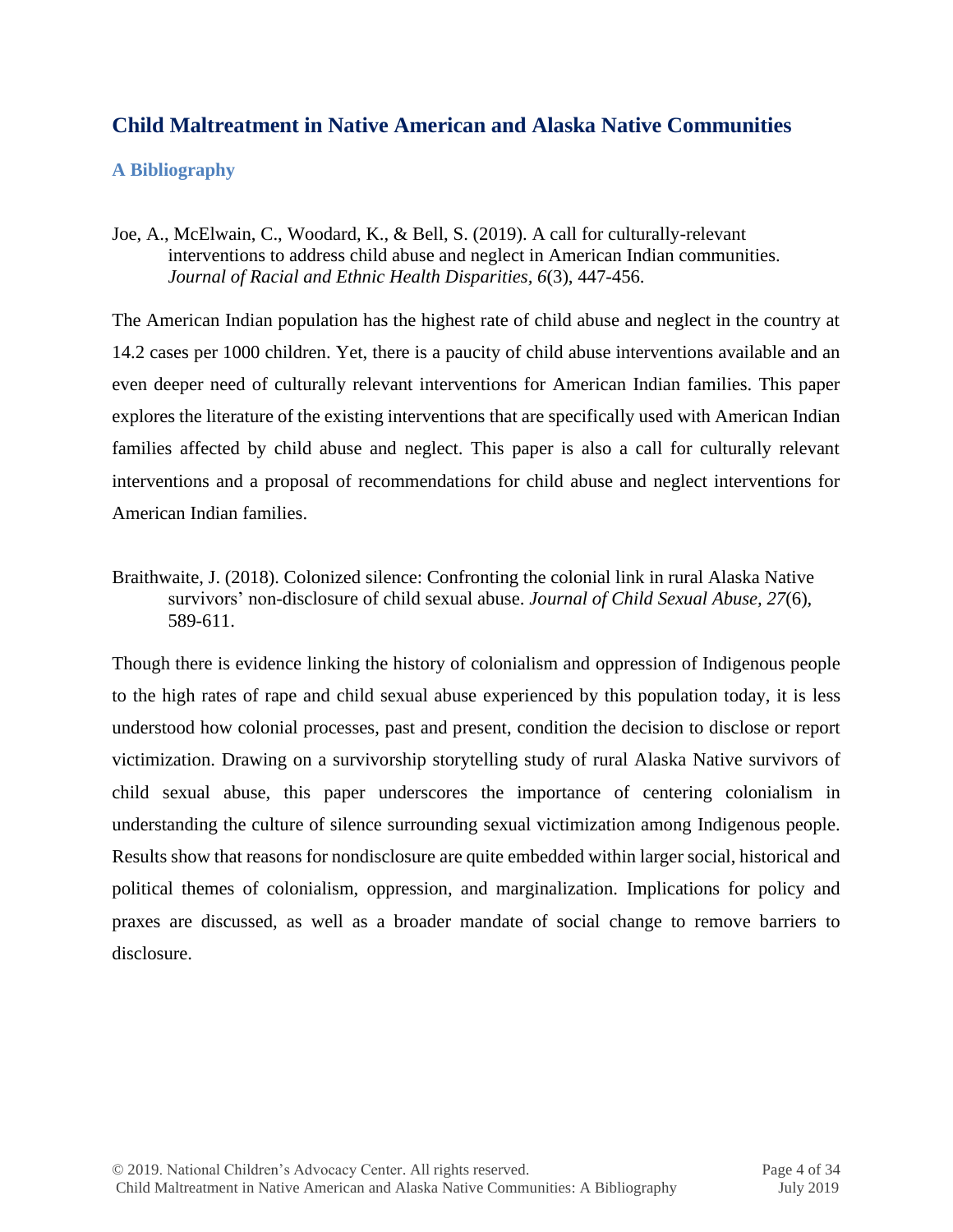## Child Maltreatment in Native American and Alaska Native Communities

### A Bibliography

Joe, A., McElwain, C., Woodard, K., & Bell, S. (2019). A call for culturally-relevant interventions to address child abuse and neglect in American Indian communities. *Journal of Racial and Ethnic Health Disparities, 6*(3), 447-456.

The American Indian population has the highest rate of child abuse and neglect in the country at 14.2 cases per 1000 children. Yet, there is a paucity of child abuse interventions available and an even deeper need of culturally relevant interventions for American Indian families. This paper explores the literature of the existing interventions that are specifically used with American Indian families affected by child abuse and neglect. This paper is also a call for culturally relevant interventions and a proposal of recommendations for child abuse and neglect interventions for American Indian families.

Braithwaite, J. (2018). Colonized silence: Confronting the colonial link in rural Alaska Native survivors' non-disclosure of child sexual abuse. *Journal of Child Sexual Abuse, 27*(6), 589-611.

Though there is evidence linking the history of colonialism and oppression of Indigenous people to the high rates of rape and child sexual abuse experienced by this population today, it is less understood how colonial processes, past and present, condition the decision to disclose or report victimization. Drawing on a survivorship storytelling study of rural Alaska Native survivors of child sexual abuse, this paper underscores the importance of centering colonialism in understanding the culture of silence surrounding sexual victimization among Indigenous people. Results show that reasons for nondisclosure are quite embedded within larger social, historical and political themes of colonialism, oppression, and marginalization. Implications for policy and praxes are discussed, as well as a broader mandate of social change to remove barriers to disclosure.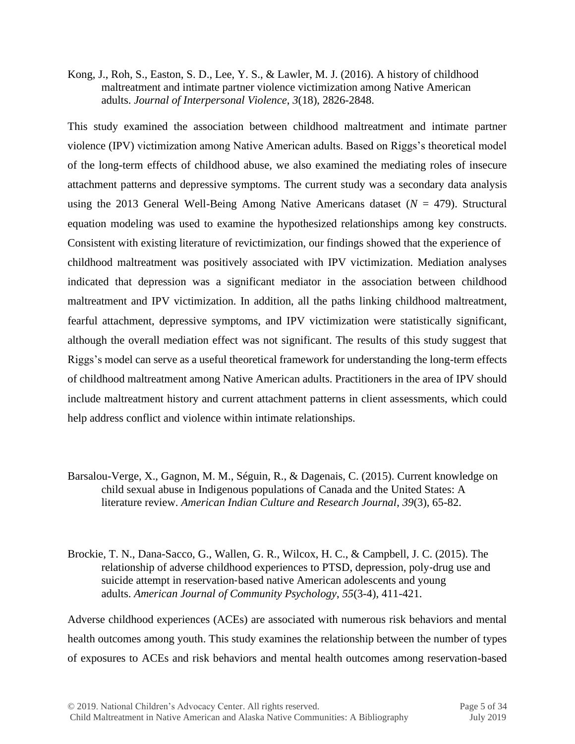Kong, J., Roh, S., Easton, S. D., Lee, Y. S., & Lawler, M. J. (2016). A history of childhood maltreatment and intimate partner violence victimization among Native American adults. *Journal of Interpersonal Violence*, *3*(18), 2826-2848.

This study examined the association between childhood maltreatment and intimate partner violence (IPV) victimization among Native American adults. Based on Riggs's theoretical model of the long-term effects of childhood abuse, we also examined the mediating roles of insecure attachment patterns and depressive symptoms. The current study was a secondary data analysis using the 2013 General Well-Being Among Native Americans dataset ($N$ = 479). Structural equation modeling was used to examine the hypothesized relationships among key constructs. Consistent with existing literature of revictimization, our findings showed that the experience of childhood maltreatment was positively associated with IPV victimization. Mediation analyses indicated that depression was a significant mediator in the association between childhood maltreatment and IPV victimization. In addition, all the paths linking childhood maltreatment, fearful attachment, depressive symptoms, and IPV victimization were statistically significant, although the overall mediation effect was not significant. The results of this study suggest that Riggs's model can serve as a useful theoretical framework for understanding the long-term effects of childhood maltreatment among Native American adults. Practitioners in the area of IPV should include maltreatment history and current attachment patterns in client assessments, which could help address conflict and violence within intimate relationships.

Barsalou-Verge, X., Gagnon, M. M., Séguin, R., & Dagenais, C. (2015). Current knowledge on child sexual abuse in Indigenous populations of Canada and the United States: A literature review. *American Indian Culture and Research Journal*, *39*(3), 65-82.

Brockie, T. N., Dana-Sacco, G., Wallen, G. R., Wilcox, H. C., & Campbell, J. C. (2015). The relationship of adverse childhood experiences to PTSD, depression, poly-drug use and suicide attempt in reservation-based native American adolescents and young adults. *American Journal of Community Psychology*, *55*(3-4), 411-421.

Adverse childhood experiences (ACEs) are associated with numerous risk behaviors and mental health outcomes among youth. This study examines the relationship between the number of types of exposures to ACEs and risk behaviors and mental health outcomes among reservation-based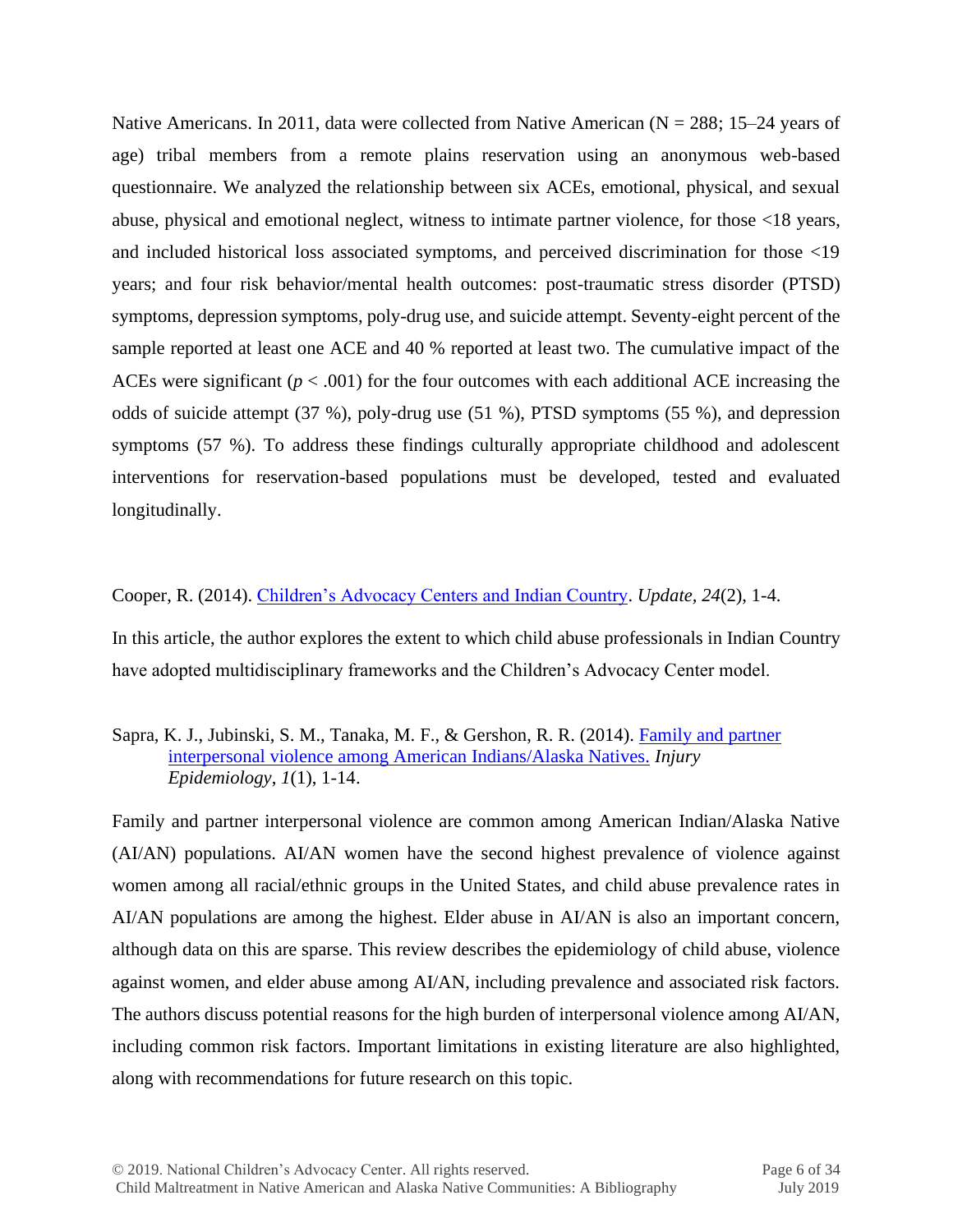Native Americans. In 2011, data were collected from Native American (N = 288; 15–24 years of age) tribal members from a remote plains reservation using an anonymous web-based questionnaire. We analyzed the relationship between six ACEs, emotional, physical, and sexual abuse, physical and emotional neglect, witness to intimate partner violence, for those <18 years, and included historical loss associated symptoms, and perceived discrimination for those <19 years; and four risk behavior/mental health outcomes: post-traumatic stress disorder (PTSD) symptoms, depression symptoms, poly-drug use, and suicide attempt. Seventy-eight percent of the sample reported at least one ACE and 40 % reported at least two. The cumulative impact of the ACEs were significant ($p < .001$) for the four outcomes with each additional ACE increasing the odds of suicide attempt (37 %), poly-drug use (51 %), PTSD symptoms (55 %), and depression symptoms (57 %). To address these findings culturally appropriate childhood and adolescent interventions for reservation-based populations must be developed, tested and evaluated longitudinally.

Cooper, R. (2014). Children's Advocacy Centers and Indian Country. *Update, 24*(2), 1-4.

In this article, the author explores the extent to which child abuse professionals in Indian Country have adopted multidisciplinary frameworks and the Children's Advocacy Center model.

Sapra, K. J., Jubinski, S. M., Tanaka, M. F., & Gershon, R. R. (2014). Family and partner interpersonal violence among American Indians/Alaska Natives. *Injury Epidemiology*, *1*(1), 1-14.

Family and partner interpersonal violence are common among American Indian/Alaska Native (AI/AN) populations. AI/AN women have the second highest prevalence of violence against women among all racial/ethnic groups in the United States, and child abuse prevalence rates in AI/AN populations are among the highest. Elder abuse in AI/AN is also an important concern, although data on this are sparse. This review describes the epidemiology of child abuse, violence against women, and elder abuse among AI/AN, including prevalence and associated risk factors. The authors discuss potential reasons for the high burden of interpersonal violence among AI/AN, including common risk factors. Important limitations in existing literature are also highlighted, along with recommendations for future research on this topic.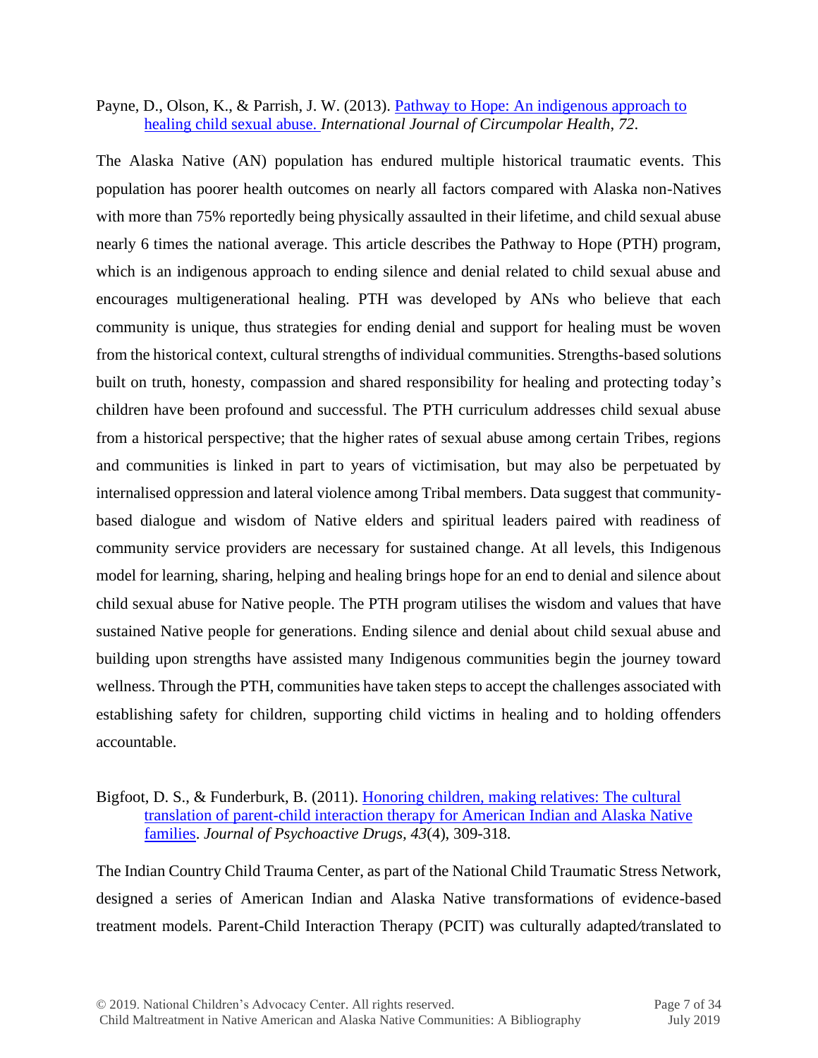Payne, D., Olson, K., & Parrish, J. W. (2013). [Pathway to Hope: An indigenous approach to healing child sexual abuse.](#) *International Journal of Circumpolar Health, 72.*

The Alaska Native (AN) population has endured multiple historical traumatic events. This population has poorer health outcomes on nearly all factors compared with Alaska non-Natives with more than 75% reportedly being physically assaulted in their lifetime, and child sexual abuse nearly 6 times the national average. This article describes the Pathway to Hope (PTH) program, which is an indigenous approach to ending silence and denial related to child sexual abuse and encourages multigenerational healing. PTH was developed by ANs who believe that each community is unique, thus strategies for ending denial and support for healing must be woven from the historical context, cultural strengths of individual communities. Strengths-based solutions built on truth, honesty, compassion and shared responsibility for healing and protecting today's children have been profound and successful. The PTH curriculum addresses child sexual abuse from a historical perspective; that the higher rates of sexual abuse among certain Tribes, regions and communities is linked in part to years of victimisation, but may also be perpetuated by internalised oppression and lateral violence among Tribal members. Data suggest that community-based dialogue and wisdom of Native elders and spiritual leaders paired with readiness of community service providers are necessary for sustained change. At all levels, this Indigenous model for learning, sharing, helping and healing brings hope for an end to denial and silence about child sexual abuse for Native people. The PTH program utilises the wisdom and values that have sustained Native people for generations. Ending silence and denial about child sexual abuse and building upon strengths have assisted many Indigenous communities begin the journey toward wellness. Through the PTH, communities have taken steps to accept the challenges associated with establishing safety for children, supporting child victims in healing and to holding offenders accountable.

Bigfoot, D. S., & Funderburk, B. (2011). [Honoring children, making relatives: The cultural translation of parent-child interaction therapy for American Indian and Alaska Native families](#). *Journal of Psychoactive Drugs, 43*(4), 309-318.

The Indian Country Child Trauma Center, as part of the National Child Traumatic Stress Network, designed a series of American Indian and Alaska Native transformations of evidence-based treatment models. Parent-Child Interaction Therapy (PCIT) was culturally adapted/translated to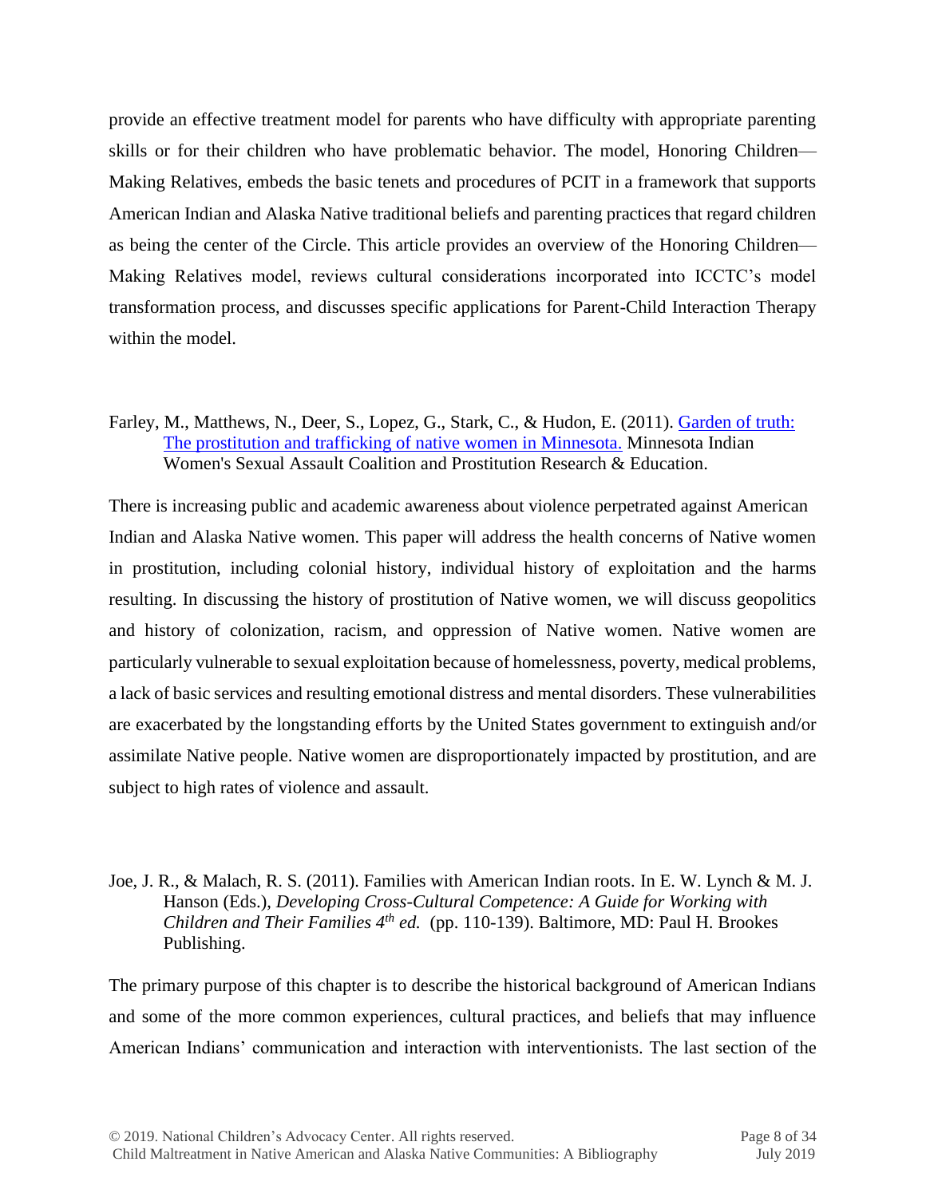provide an effective treatment model for parents who have difficulty with appropriate parenting skills or for their children who have problematic behavior. The model, Honoring Children—Making Relatives, embeds the basic tenets and procedures of PCIT in a framework that supports American Indian and Alaska Native traditional beliefs and parenting practices that regard children as being the center of the Circle. This article provides an overview of the Honoring Children—Making Relatives model, reviews cultural considerations incorporated into ICCTC's model transformation process, and discusses specific applications for Parent-Child Interaction Therapy within the model.

Farley, M., Matthews, N., Deer, S., Lopez, G., Stark, C., & Hudon, E. (2011). [Garden of truth: The prostitution and trafficking of native women in Minnesota.]() Minnesota Indian Women's Sexual Assault Coalition and Prostitution Research & Education.

There is increasing public and academic awareness about violence perpetrated against American Indian and Alaska Native women. This paper will address the health concerns of Native women in prostitution, including colonial history, individual history of exploitation and the harms resulting. In discussing the history of prostitution of Native women, we will discuss geopolitics and history of colonization, racism, and oppression of Native women. Native women are particularly vulnerable to sexual exploitation because of homelessness, poverty, medical problems, a lack of basic services and resulting emotional distress and mental disorders. These vulnerabilities are exacerbated by the longstanding efforts by the United States government to extinguish and/or assimilate Native people. Native women are disproportionately impacted by prostitution, and are subject to high rates of violence and assault.

Joe, J. R., & Malach, R. S. (2011). Families with American Indian roots. In E. W. Lynch & M. J. Hanson (Eds.), *Developing Cross-Cultural Competence: A Guide for Working with Children and Their Families 4th ed.* (pp. 110-139). Baltimore, MD: Paul H. Brookes Publishing.

The primary purpose of this chapter is to describe the historical background of American Indians and some of the more common experiences, cultural practices, and beliefs that may influence American Indians' communication and interaction with interventionists. The last section of the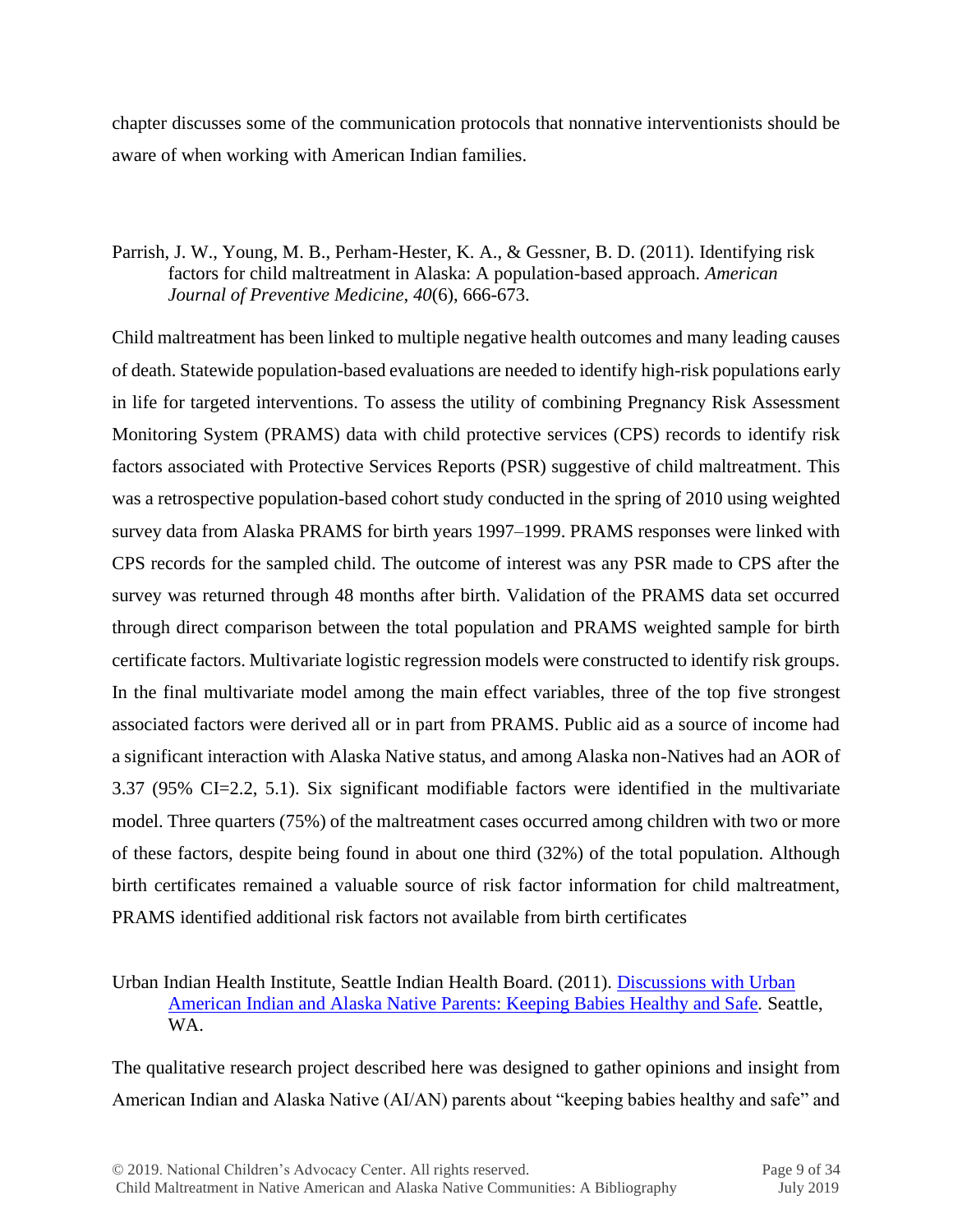chapter discusses some of the communication protocols that nonnative interventionists should be aware of when working with American Indian families.

Parrish, J. W., Young, M. B., Perham-Hester, K. A., & Gessner, B. D. (2011). Identifying risk factors for child maltreatment in Alaska: A population-based approach. *American Journal of Preventive Medicine*, *40*(6), 666-673.

Child maltreatment has been linked to multiple negative health outcomes and many leading causes of death. Statewide population-based evaluations are needed to identify high-risk populations early in life for targeted interventions. To assess the utility of combining Pregnancy Risk Assessment Monitoring System (PRAMS) data with child protective services (CPS) records to identify risk factors associated with Protective Services Reports (PSR) suggestive of child maltreatment. This was a retrospective population-based cohort study conducted in the spring of 2010 using weighted survey data from Alaska PRAMS for birth years 1997–1999. PRAMS responses were linked with CPS records for the sampled child. The outcome of interest was any PSR made to CPS after the survey was returned through 48 months after birth. Validation of the PRAMS data set occurred through direct comparison between the total population and PRAMS weighted sample for birth certificate factors. Multivariate logistic regression models were constructed to identify risk groups. In the final multivariate model among the main effect variables, three of the top five strongest associated factors were derived all or in part from PRAMS. Public aid as a source of income had a significant interaction with Alaska Native status, and among Alaska non-Natives had an AOR of 3.37 (95% CI=2.2, 5.1). Six significant modifiable factors were identified in the multivariate model. Three quarters (75%) of the maltreatment cases occurred among children with two or more of these factors, despite being found in about one third (32%) of the total population. Although birth certificates remained a valuable source of risk factor information for child maltreatment, PRAMS identified additional risk factors not available from birth certificates

Urban Indian Health Institute, Seattle Indian Health Board. (2011). [Discussions with Urban American Indian and Alaska Native Parents: Keeping Babies Healthy and Safe](). Seattle, WA.

The qualitative research project described here was designed to gather opinions and insight from American Indian and Alaska Native (AI/AN) parents about “keeping babies healthy and safe” and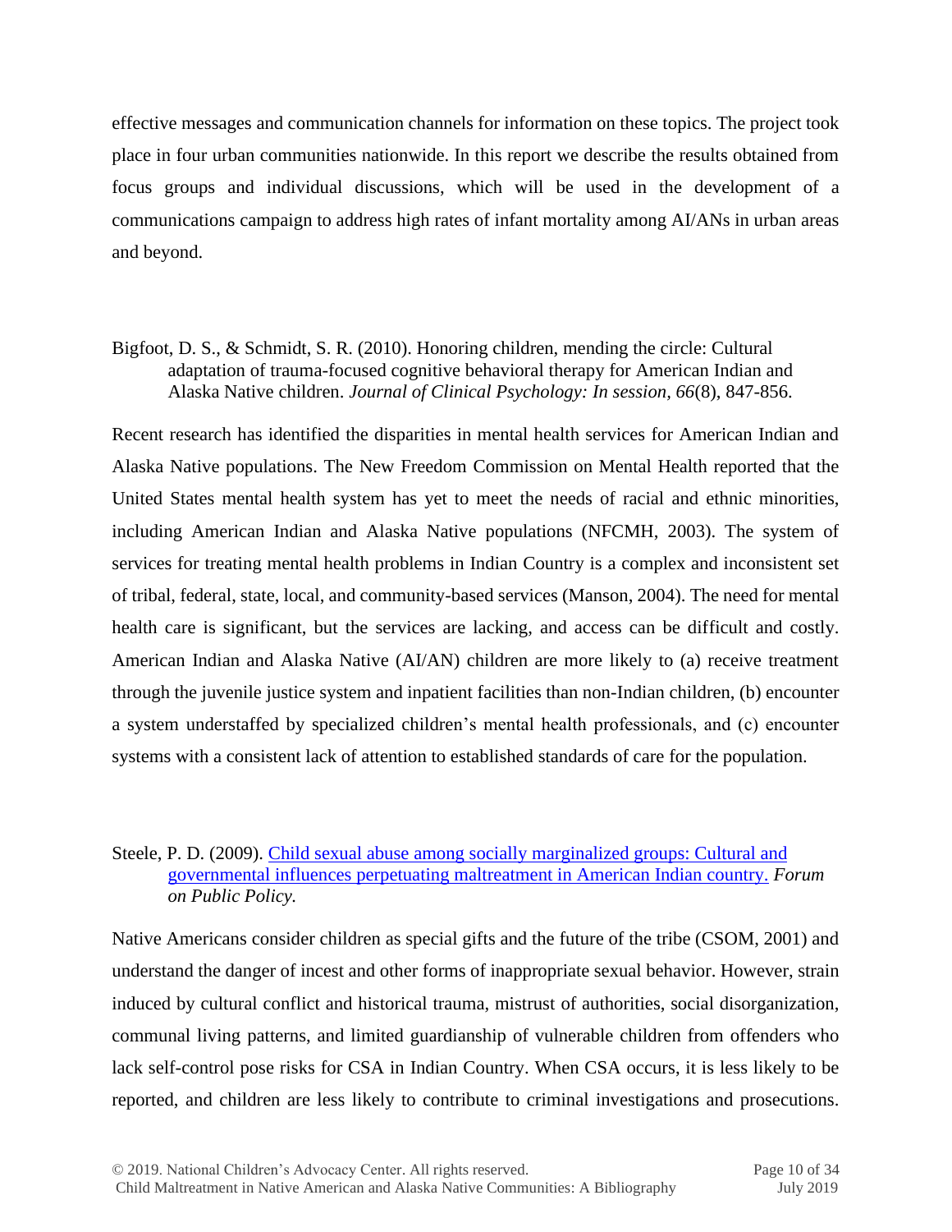effective messages and communication channels for information on these topics. The project took place in four urban communities nationwide. In this report we describe the results obtained from focus groups and individual discussions, which will be used in the development of a communications campaign to address high rates of infant mortality among AI/ANs in urban areas and beyond.

Bigfoot, D. S., & Schmidt, S. R. (2010). Honoring children, mending the circle: Cultural adaptation of trauma-focused cognitive behavioral therapy for American Indian and Alaska Native children. *Journal of Clinical Psychology: In session, 66*(8), 847-856.

Recent research has identified the disparities in mental health services for American Indian and Alaska Native populations. The New Freedom Commission on Mental Health reported that the United States mental health system has yet to meet the needs of racial and ethnic minorities, including American Indian and Alaska Native populations (NFCMH, 2003). The system of services for treating mental health problems in Indian Country is a complex and inconsistent set of tribal, federal, state, local, and community-based services (Manson, 2004). The need for mental health care is significant, but the services are lacking, and access can be difficult and costly. American Indian and Alaska Native (AI/AN) children are more likely to (a) receive treatment through the juvenile justice system and inpatient facilities than non-Indian children, (b) encounter a system understaffed by specialized children's mental health professionals, and (c) encounter systems with a consistent lack of attention to established standards of care for the population.

Steele, P. D. (2009). Child sexual abuse among socially marginalized groups: Cultural and governmental influences perpetuating maltreatment in American Indian country. *Forum on Public Policy.*

Native Americans consider children as special gifts and the future of the tribe (CSOM, 2001) and understand the danger of incest and other forms of inappropriate sexual behavior. However, strain induced by cultural conflict and historical trauma, mistrust of authorities, social disorganization, communal living patterns, and limited guardianship of vulnerable children from offenders who lack self-control pose risks for CSA in Indian Country. When CSA occurs, it is less likely to be reported, and children are less likely to contribute to criminal investigations and prosecutions.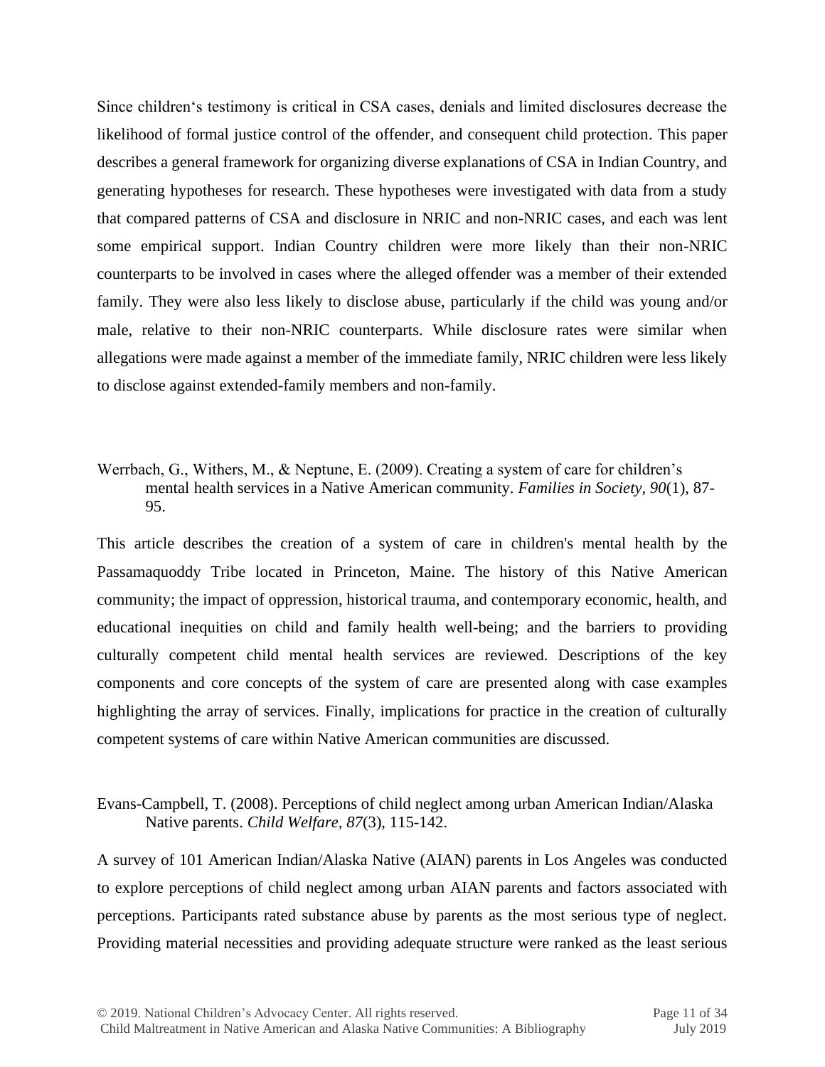Since children's testimony is critical in CSA cases, denials and limited disclosures decrease the likelihood of formal justice control of the offender, and consequent child protection. This paper describes a general framework for organizing diverse explanations of CSA in Indian Country, and generating hypotheses for research. These hypotheses were investigated with data from a study that compared patterns of CSA and disclosure in NRIC and non-NRIC cases, and each was lent some empirical support. Indian Country children were more likely than their non-NRIC counterparts to be involved in cases where the alleged offender was a member of their extended family. They were also less likely to disclose abuse, particularly if the child was young and/or male, relative to their non-NRIC counterparts. While disclosure rates were similar when allegations were made against a member of the immediate family, NRIC children were less likely to disclose against extended-family members and non-family.

Werrbach, G., Withers, M., & Neptune, E. (2009). Creating a system of care for children's mental health services in a Native American community. *Families in Society, 90*(1), 87-95.

This article describes the creation of a system of care in children's mental health by the Passamaquoddy Tribe located in Princeton, Maine. The history of this Native American community; the impact of oppression, historical trauma, and contemporary economic, health, and educational inequities on child and family health well-being; and the barriers to providing culturally competent child mental health services are reviewed. Descriptions of the key components and core concepts of the system of care are presented along with case examples highlighting the array of services. Finally, implications for practice in the creation of culturally competent systems of care within Native American communities are discussed.

Evans-Campbell, T. (2008). Perceptions of child neglect among urban American Indian/Alaska Native parents. *Child Welfare, 87*(3), 115-142.

A survey of 101 American Indian/Alaska Native (AIAN) parents in Los Angeles was conducted to explore perceptions of child neglect among urban AIAN parents and factors associated with perceptions. Participants rated substance abuse by parents as the most serious type of neglect. Providing material necessities and providing adequate structure were ranked as the least serious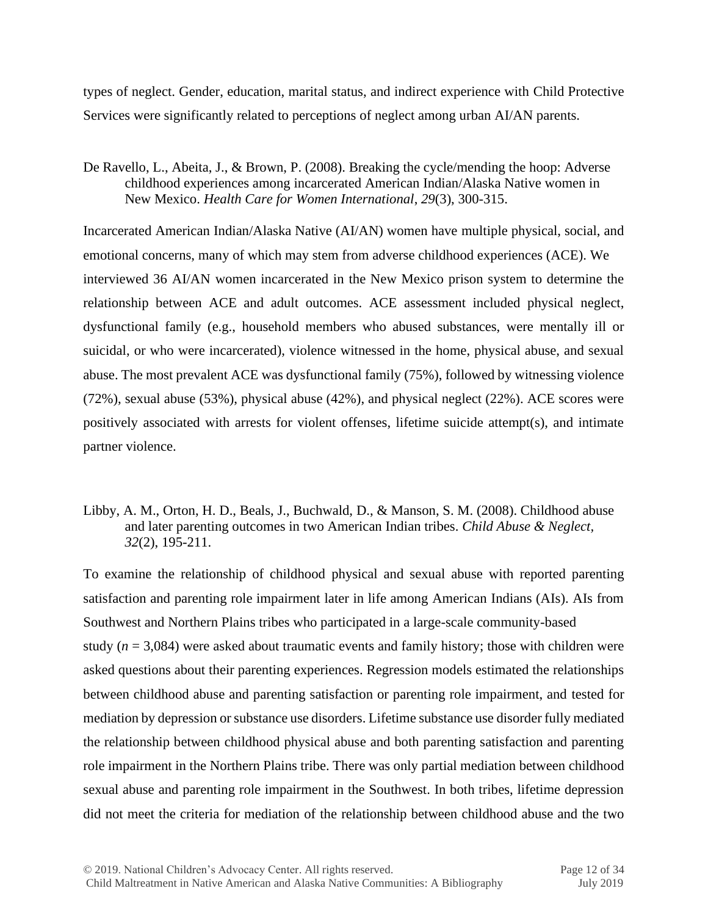types of neglect. Gender, education, marital status, and indirect experience with Child Protective Services were significantly related to perceptions of neglect among urban AI/AN parents.

De Ravello, L., Abeita, J., & Brown, P. (2008). Breaking the cycle/mending the hoop: Adverse childhood experiences among incarcerated American Indian/Alaska Native women in New Mexico. *Health Care for Women International, 29*(3), 300-315.

Incarcerated American Indian/Alaska Native (AI/AN) women have multiple physical, social, and emotional concerns, many of which may stem from adverse childhood experiences (ACE). We interviewed 36 AI/AN women incarcerated in the New Mexico prison system to determine the relationship between ACE and adult outcomes. ACE assessment included physical neglect, dysfunctional family (e.g., household members who abused substances, were mentally ill or suicidal, or who were incarcerated), violence witnessed in the home, physical abuse, and sexual abuse. The most prevalent ACE was dysfunctional family (75%), followed by witnessing violence (72%), sexual abuse (53%), physical abuse (42%), and physical neglect (22%). ACE scores were positively associated with arrests for violent offenses, lifetime suicide attempt(s), and intimate partner violence.

Libby, A. M., Orton, H. D., Beals, J., Buchwald, D., & Manson, S. M. (2008). Childhood abuse and later parenting outcomes in two American Indian tribes. *Child Abuse & Neglect, 32*(2), 195-211.

To examine the relationship of childhood physical and sexual abuse with reported parenting satisfaction and parenting role impairment later in life among American Indians (AIs). AIs from Southwest and Northern Plains tribes who participated in a large-scale community-based study ($n$ = 3,084) were asked about traumatic events and family history; those with children were asked questions about their parenting experiences. Regression models estimated the relationships between childhood abuse and parenting satisfaction or parenting role impairment, and tested for mediation by depression or substance use disorders. Lifetime substance use disorder fully mediated the relationship between childhood physical abuse and both parenting satisfaction and parenting role impairment in the Northern Plains tribe. There was only partial mediation between childhood sexual abuse and parenting role impairment in the Southwest. In both tribes, lifetime depression did not meet the criteria for mediation of the relationship between childhood abuse and the two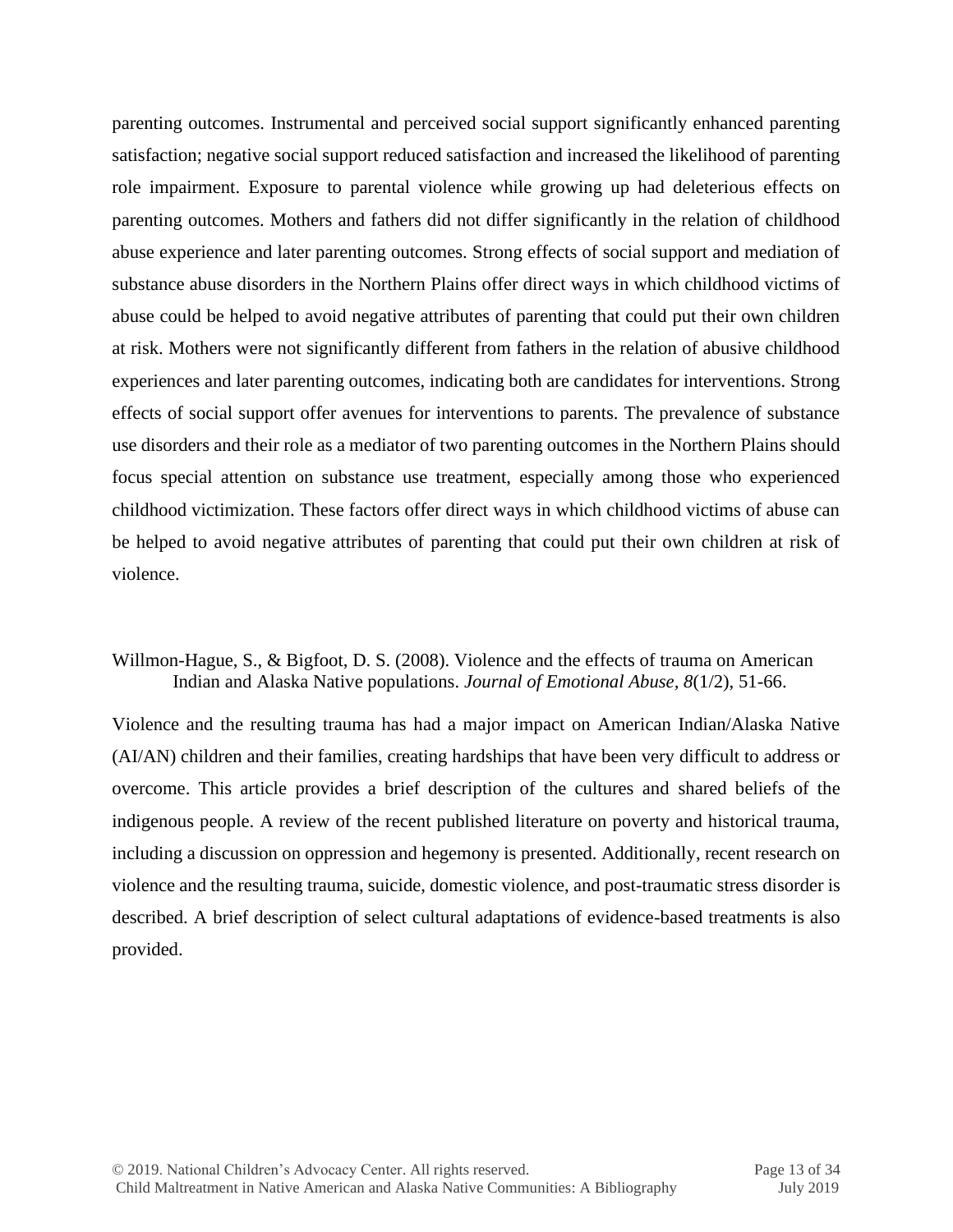parenting outcomes. Instrumental and perceived social support significantly enhanced parenting satisfaction; negative social support reduced satisfaction and increased the likelihood of parenting role impairment. Exposure to parental violence while growing up had deleterious effects on parenting outcomes. Mothers and fathers did not differ significantly in the relation of childhood abuse experience and later parenting outcomes. Strong effects of social support and mediation of substance abuse disorders in the Northern Plains offer direct ways in which childhood victims of abuse could be helped to avoid negative attributes of parenting that could put their own children at risk. Mothers were not significantly different from fathers in the relation of abusive childhood experiences and later parenting outcomes, indicating both are candidates for interventions. Strong effects of social support offer avenues for interventions to parents. The prevalence of substance use disorders and their role as a mediator of two parenting outcomes in the Northern Plains should focus special attention on substance use treatment, especially among those who experienced childhood victimization. These factors offer direct ways in which childhood victims of abuse can be helped to avoid negative attributes of parenting that could put their own children at risk of violence.

Willmon-Hague, S., & Bigfoot, D. S. (2008). Violence and the effects of trauma on American Indian and Alaska Native populations. *Journal of Emotional Abuse, 8*(1/2), 51-66.

Violence and the resulting trauma has had a major impact on American Indian/Alaska Native (AI/AN) children and their families, creating hardships that have been very difficult to address or overcome. This article provides a brief description of the cultures and shared beliefs of the indigenous people. A review of the recent published literature on poverty and historical trauma, including a discussion on oppression and hegemony is presented. Additionally, recent research on violence and the resulting trauma, suicide, domestic violence, and post-traumatic stress disorder is described. A brief description of select cultural adaptations of evidence-based treatments is also provided.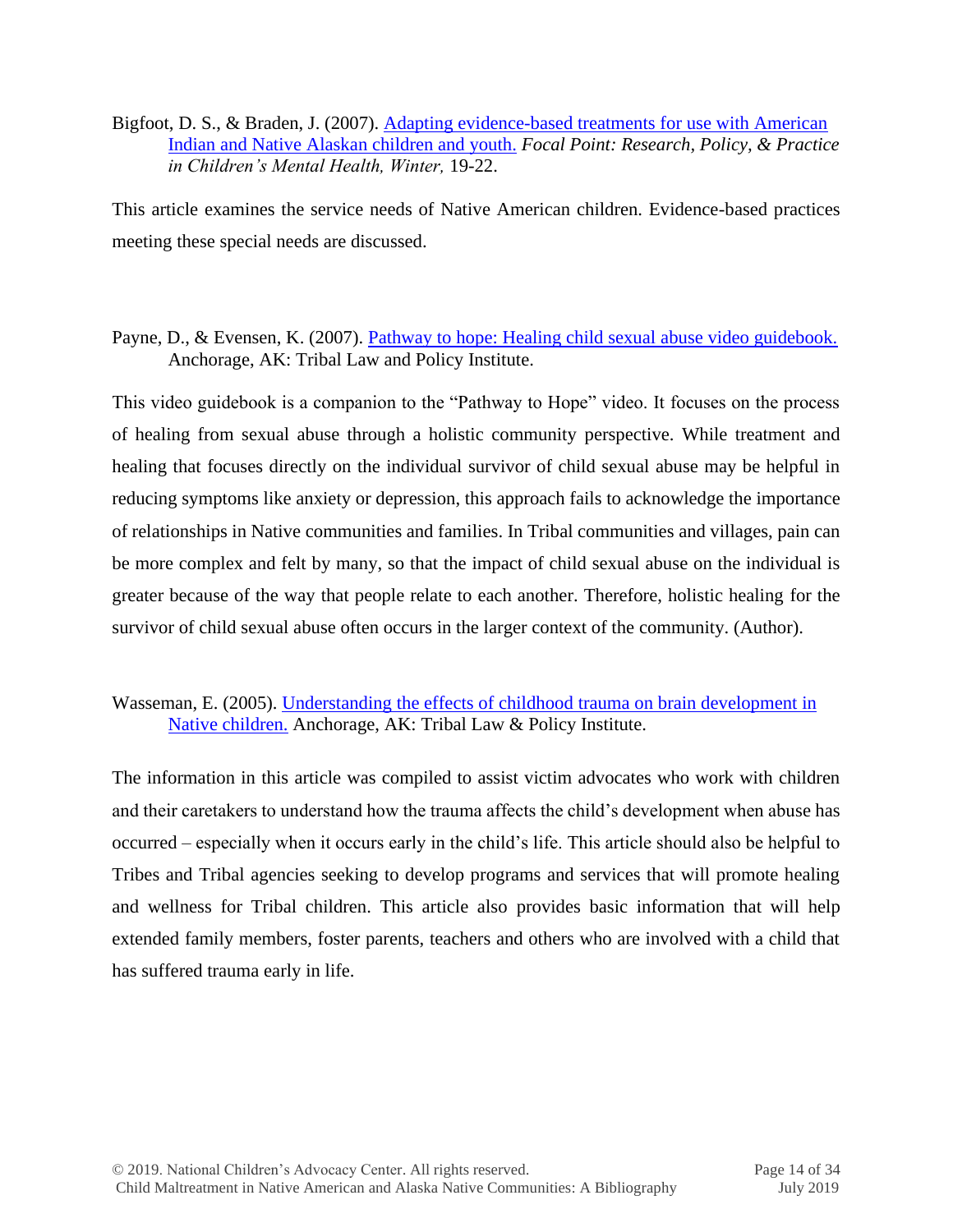Bigfoot, D. S., & Braden, J. (2007). Adapting evidence-based treatments for use with American Indian and Native Alaskan children and youth. *Focal Point: Research, Policy, & Practice in Children's Mental Health, Winter,* 19-22.

This article examines the service needs of Native American children. Evidence-based practices meeting these special needs are discussed.

Payne, D., & Evensen, K. (2007). Pathway to hope: Healing child sexual abuse video guidebook. Anchorage, AK: Tribal Law and Policy Institute.

This video guidebook is a companion to the "Pathway to Hope" video. It focuses on the process of healing from sexual abuse through a holistic community perspective. While treatment and healing that focuses directly on the individual survivor of child sexual abuse may be helpful in reducing symptoms like anxiety or depression, this approach fails to acknowledge the importance of relationships in Native communities and families. In Tribal communities and villages, pain can be more complex and felt by many, so that the impact of child sexual abuse on the individual is greater because of the way that people relate to each another. Therefore, holistic healing for the survivor of child sexual abuse often occurs in the larger context of the community. (Author).

Wasseman, E. (2005). Understanding the effects of childhood trauma on brain development in Native children. Anchorage, AK: Tribal Law & Policy Institute.

The information in this article was compiled to assist victim advocates who work with children and their caretakers to understand how the trauma affects the child's development when abuse has occurred – especially when it occurs early in the child's life. This article should also be helpful to Tribes and Tribal agencies seeking to develop programs and services that will promote healing and wellness for Tribal children. This article also provides basic information that will help extended family members, foster parents, teachers and others who are involved with a child that has suffered trauma early in life.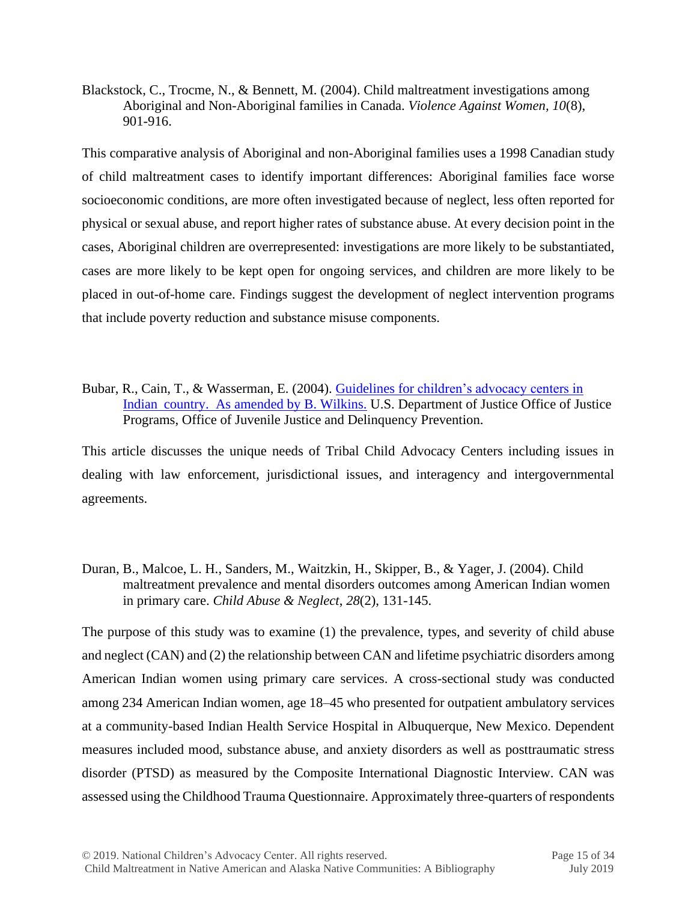Blackstock, C., Trocme, N., & Bennett, M. (2004). Child maltreatment investigations among Aboriginal and Non-Aboriginal families in Canada. *Violence Against Women, 10*(8), 901-916.

This comparative analysis of Aboriginal and non-Aboriginal families uses a 1998 Canadian study of child maltreatment cases to identify important differences: Aboriginal families face worse socioeconomic conditions, are more often investigated because of neglect, less often reported for physical or sexual abuse, and report higher rates of substance abuse. At every decision point in the cases, Aboriginal children are overrepresented: investigations are more likely to be substantiated, cases are more likely to be kept open for ongoing services, and children are more likely to be placed in out-of-home care. Findings suggest the development of neglect intervention programs that include poverty reduction and substance misuse components.

Bubar, R., Cain, T., & Wasserman, E. (2004). Guidelines for children's advocacy centers in Indian country. As amended by B. Wilkins. U.S. Department of Justice Office of Justice Programs, Office of Juvenile Justice and Delinquency Prevention.

This article discusses the unique needs of Tribal Child Advocacy Centers including issues in dealing with law enforcement, jurisdictional issues, and interagency and intergovernmental agreements.

Duran, B., Malcoe, L. H., Sanders, M., Waitzkin, H., Skipper, B., & Yager, J. (2004). Child maltreatment prevalence and mental disorders outcomes among American Indian women in primary care. *Child Abuse & Neglect*, *28*(2), 131-145.

The purpose of this study was to examine (1) the prevalence, types, and severity of child abuse and neglect (CAN) and (2) the relationship between CAN and lifetime psychiatric disorders among American Indian women using primary care services. A cross-sectional study was conducted among 234 American Indian women, age 18–45 who presented for outpatient ambulatory services at a community-based Indian Health Service Hospital in Albuquerque, New Mexico. Dependent measures included mood, substance abuse, and anxiety disorders as well as posttraumatic stress disorder (PTSD) as measured by the Composite International Diagnostic Interview. CAN was assessed using the Childhood Trauma Questionnaire. Approximately three-quarters of respondents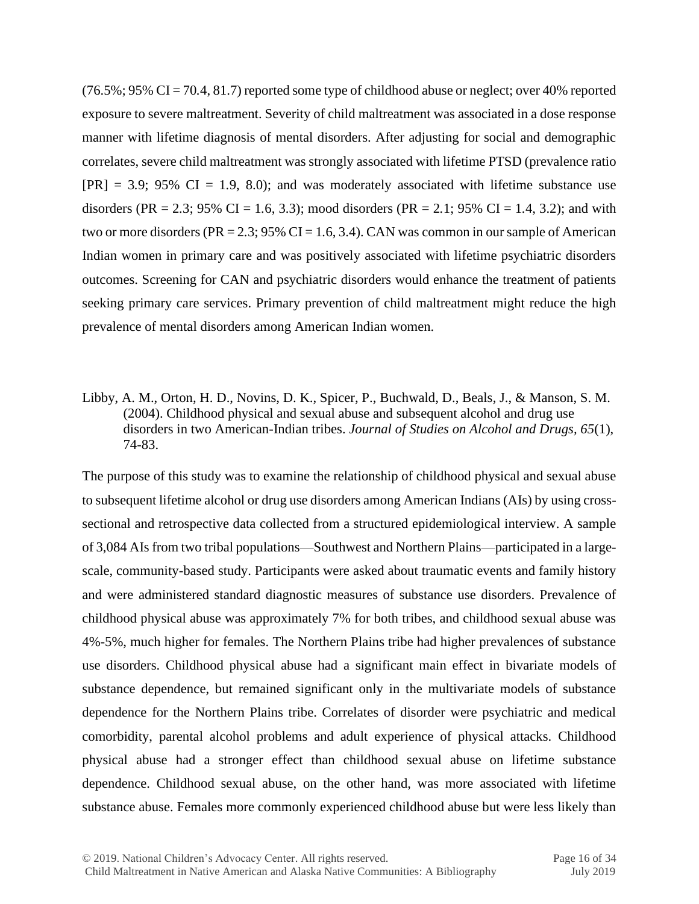(76.5%; 95% CI = 70.4, 81.7) reported some type of childhood abuse or neglect; over 40% reported exposure to severe maltreatment. Severity of child maltreatment was associated in a dose response manner with lifetime diagnosis of mental disorders. After adjusting for social and demographic correlates, severe child maltreatment was strongly associated with lifetime PTSD (prevalence ratio [PR] = 3.9; 95% CI = 1.9, 8.0); and was moderately associated with lifetime substance use disorders (PR = 2.3; 95% CI = 1.6, 3.3); mood disorders (PR = 2.1; 95% CI = 1.4, 3.2); and with two or more disorders (PR = 2.3; 95% CI = 1.6, 3.4). CAN was common in our sample of American Indian women in primary care and was positively associated with lifetime psychiatric disorders outcomes. Screening for CAN and psychiatric disorders would enhance the treatment of patients seeking primary care services. Primary prevention of child maltreatment might reduce the high prevalence of mental disorders among American Indian women.

Libby, A. M., Orton, H. D., Novins, D. K., Spicer, P., Buchwald, D., Beals, J., & Manson, S. M. (2004). Childhood physical and sexual abuse and subsequent alcohol and drug use disorders in two American-Indian tribes. *Journal of Studies on Alcohol and Drugs, 65*(1), 74-83.

The purpose of this study was to examine the relationship of childhood physical and sexual abuse to subsequent lifetime alcohol or drug use disorders among American Indians (AIs) by using cross-sectional and retrospective data collected from a structured epidemiological interview. A sample of 3,084 AIs from two tribal populations—Southwest and Northern Plains—participated in a large-scale, community-based study. Participants were asked about traumatic events and family history and were administered standard diagnostic measures of substance use disorders. Prevalence of childhood physical abuse was approximately 7% for both tribes, and childhood sexual abuse was 4%-5%, much higher for females. The Northern Plains tribe had higher prevalences of substance use disorders. Childhood physical abuse had a significant main effect in bivariate models of substance dependence, but remained significant only in the multivariate models of substance dependence for the Northern Plains tribe. Correlates of disorder were psychiatric and medical comorbidity, parental alcohol problems and adult experience of physical attacks. Childhood physical abuse had a stronger effect than childhood sexual abuse on lifetime substance dependence. Childhood sexual abuse, on the other hand, was more associated with lifetime substance abuse. Females more commonly experienced childhood abuse but were less likely than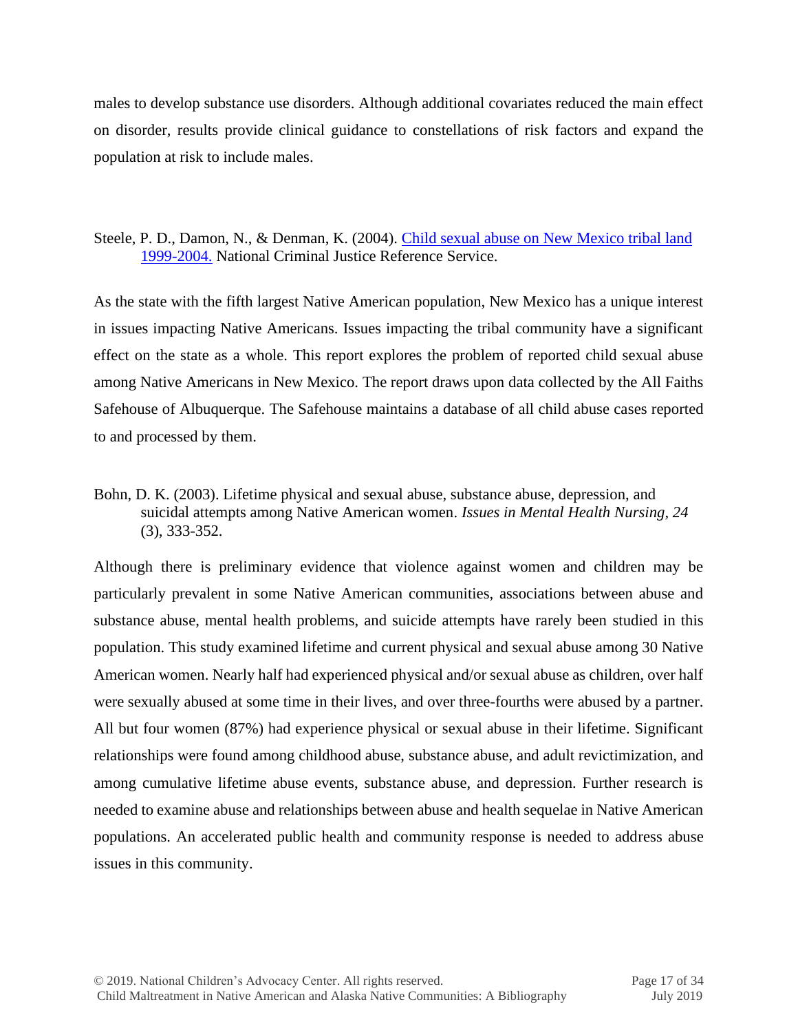males to develop substance use disorders. Although additional covariates reduced the main effect on disorder, results provide clinical guidance to constellations of risk factors and expand the population at risk to include males.

Steele, P. D., Damon, N., & Denman, K. (2004). [Child sexual abuse on New Mexico tribal land 1999-2004.]() National Criminal Justice Reference Service.

As the state with the fifth largest Native American population, New Mexico has a unique interest in issues impacting Native Americans. Issues impacting the tribal community have a significant effect on the state as a whole. This report explores the problem of reported child sexual abuse among Native Americans in New Mexico. The report draws upon data collected by the All Faiths Safehouse of Albuquerque. The Safehouse maintains a database of all child abuse cases reported to and processed by them.

Bohn, D. K. (2003). Lifetime physical and sexual abuse, substance abuse, depression, and suicidal attempts among Native American women. *Issues in Mental Health Nursing, 24* (3), 333-352.

Although there is preliminary evidence that violence against women and children may be particularly prevalent in some Native American communities, associations between abuse and substance abuse, mental health problems, and suicide attempts have rarely been studied in this population. This study examined lifetime and current physical and sexual abuse among 30 Native American women. Nearly half had experienced physical and/or sexual abuse as children, over half were sexually abused at some time in their lives, and over three-fourths were abused by a partner. All but four women (87%) had experience physical or sexual abuse in their lifetime. Significant relationships were found among childhood abuse, substance abuse, and adult revictimization, and among cumulative lifetime abuse events, substance abuse, and depression. Further research is needed to examine abuse and relationships between abuse and health sequelae in Native American populations. An accelerated public health and community response is needed to address abuse issues in this community.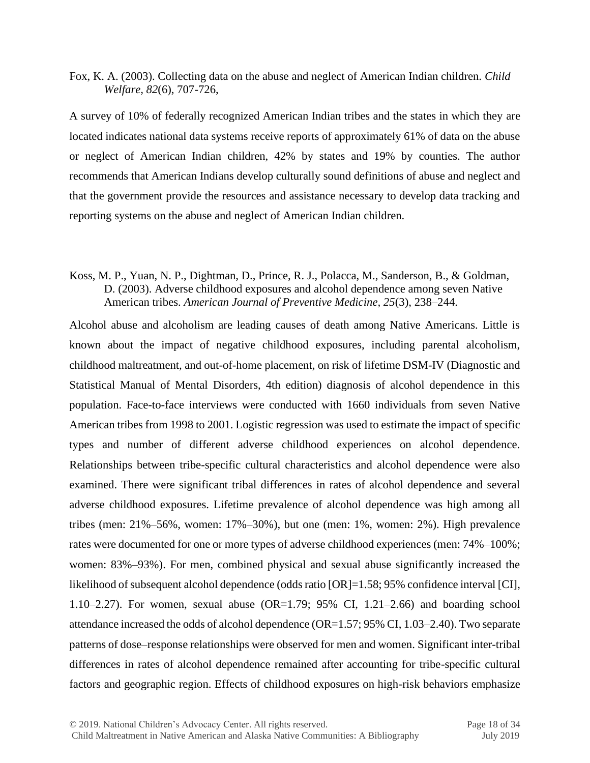Fox, K. A. (2003). Collecting data on the abuse and neglect of American Indian children. *Child Welfare, 82*(6), 707-726,

A survey of 10% of federally recognized American Indian tribes and the states in which they are located indicates national data systems receive reports of approximately 61% of data on the abuse or neglect of American Indian children, 42% by states and 19% by counties. The author recommends that American Indians develop culturally sound definitions of abuse and neglect and that the government provide the resources and assistance necessary to develop data tracking and reporting systems on the abuse and neglect of American Indian children.

Koss, M. P., Yuan, N. P., Dightman, D., Prince, R. J., Polacca, M., Sanderson, B., & Goldman, D. (2003). Adverse childhood exposures and alcohol dependence among seven Native American tribes. *American Journal of Preventive Medicine, 25*(3), 238–244.

Alcohol abuse and alcoholism are leading causes of death among Native Americans. Little is known about the impact of negative childhood exposures, including parental alcoholism, childhood maltreatment, and out-of-home placement, on risk of lifetime DSM-IV (Diagnostic and Statistical Manual of Mental Disorders, 4th edition) diagnosis of alcohol dependence in this population. Face-to-face interviews were conducted with 1660 individuals from seven Native American tribes from 1998 to 2001. Logistic regression was used to estimate the impact of specific types and number of different adverse childhood experiences on alcohol dependence. Relationships between tribe-specific cultural characteristics and alcohol dependence were also examined. There were significant tribal differences in rates of alcohol dependence and several adverse childhood exposures. Lifetime prevalence of alcohol dependence was high among all tribes (men: 21%–56%, women: 17%–30%), but one (men: 1%, women: 2%). High prevalence rates were documented for one or more types of adverse childhood experiences (men: 74%–100%; women: 83%–93%). For men, combined physical and sexual abuse significantly increased the likelihood of subsequent alcohol dependence (odds ratio [OR]=1.58; 95% confidence interval [CI], 1.10–2.27). For women, sexual abuse (OR=1.79; 95% CI, 1.21–2.66) and boarding school attendance increased the odds of alcohol dependence (OR=1.57; 95% CI, 1.03–2.40). Two separate patterns of dose–response relationships were observed for men and women. Significant inter-tribal differences in rates of alcohol dependence remained after accounting for tribe-specific cultural factors and geographic region. Effects of childhood exposures on high-risk behaviors emphasize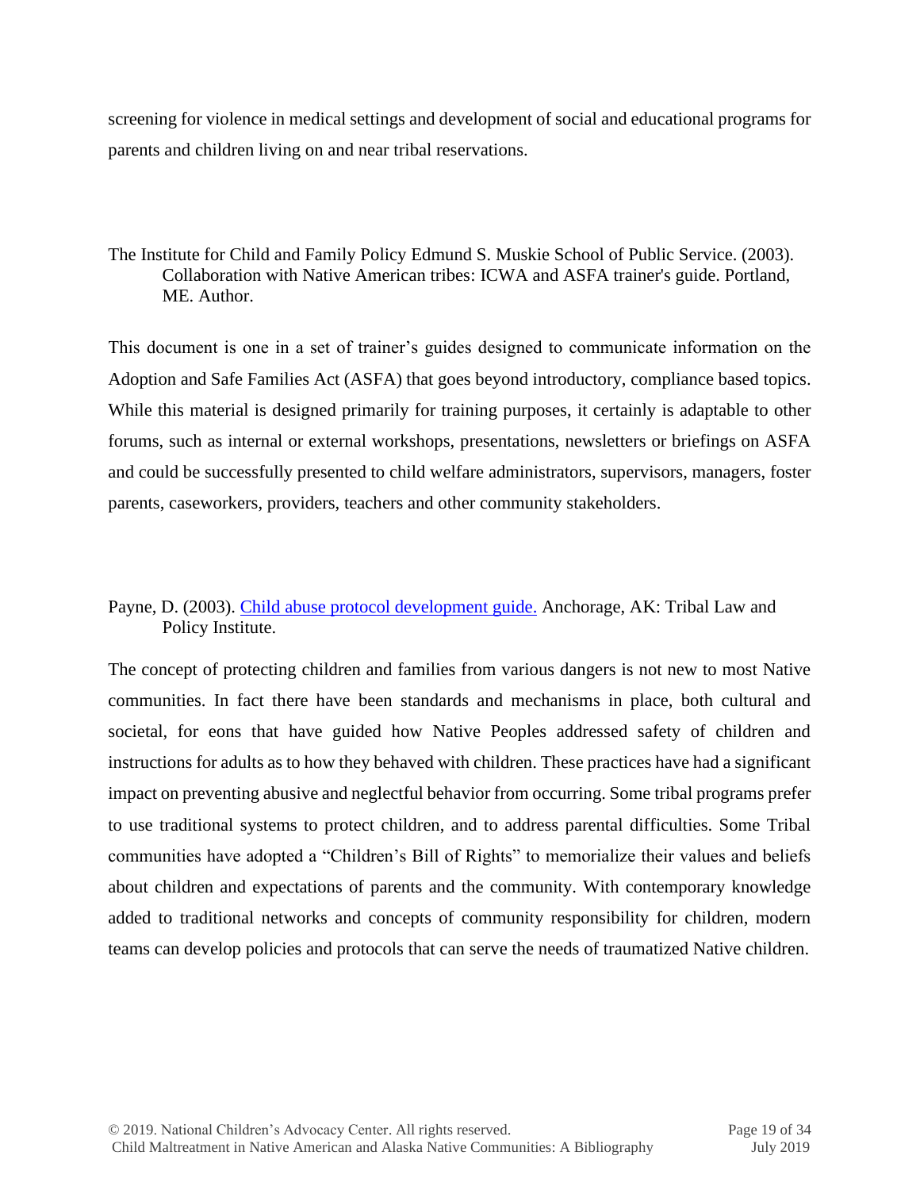screening for violence in medical settings and development of social and educational programs for parents and children living on and near tribal reservations.

The Institute for Child and Family Policy Edmund S. Muskie School of Public Service. (2003). Collaboration with Native American tribes: ICWA and ASFA trainer's guide. Portland, ME. Author.

This document is one in a set of trainer's guides designed to communicate information on the Adoption and Safe Families Act (ASFA) that goes beyond introductory, compliance based topics. While this material is designed primarily for training purposes, it certainly is adaptable to other forums, such as internal or external workshops, presentations, newsletters or briefings on ASFA and could be successfully presented to child welfare administrators, supervisors, managers, foster parents, caseworkers, providers, teachers and other community stakeholders.

Payne, D. (2003). Child abuse protocol development guide. Anchorage, AK: Tribal Law and Policy Institute.

The concept of protecting children and families from various dangers is not new to most Native communities. In fact there have been standards and mechanisms in place, both cultural and societal, for eons that have guided how Native Peoples addressed safety of children and instructions for adults as to how they behaved with children. These practices have had a significant impact on preventing abusive and neglectful behavior from occurring. Some tribal programs prefer to use traditional systems to protect children, and to address parental difficulties. Some Tribal communities have adopted a "Children's Bill of Rights" to memorialize their values and beliefs about children and expectations of parents and the community. With contemporary knowledge added to traditional networks and concepts of community responsibility for children, modern teams can develop policies and protocols that can serve the needs of traumatized Native children.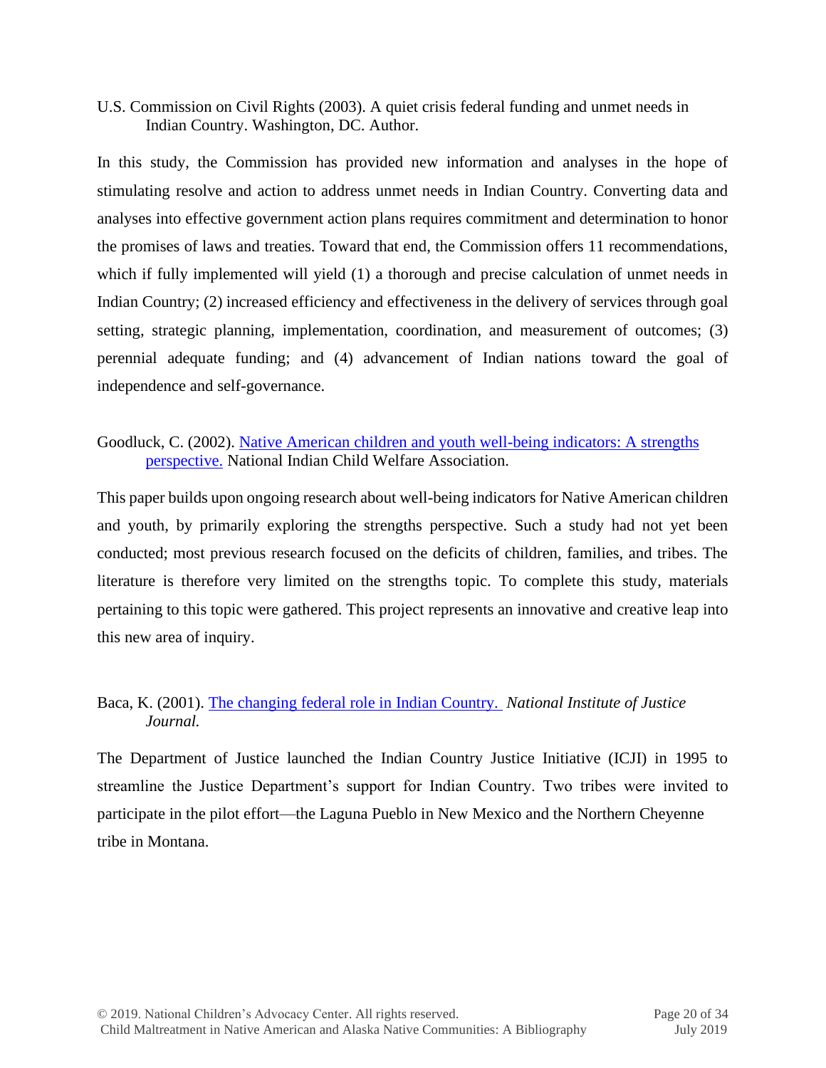U.S. Commission on Civil Rights (2003). A quiet crisis federal funding and unmet needs in Indian Country. Washington, DC. Author.

In this study, the Commission has provided new information and analyses in the hope of stimulating resolve and action to address unmet needs in Indian Country. Converting data and analyses into effective government action plans requires commitment and determination to honor the promises of laws and treaties. Toward that end, the Commission offers 11 recommendations, which if fully implemented will yield (1) a thorough and precise calculation of unmet needs in Indian Country; (2) increased efficiency and effectiveness in the delivery of services through goal setting, strategic planning, implementation, coordination, and measurement of outcomes; (3) perennial adequate funding; and (4) advancement of Indian nations toward the goal of independence and self-governance.

Goodluck, C. (2002). Native American children and youth well-being indicators: A strengths perspective. National Indian Child Welfare Association.

This paper builds upon ongoing research about well-being indicators for Native American children and youth, by primarily exploring the strengths perspective. Such a study had not yet been conducted; most previous research focused on the deficits of children, families, and tribes. The literature is therefore very limited on the strengths topic. To complete this study, materials pertaining to this topic were gathered. This project represents an innovative and creative leap into this new area of inquiry.

Baca, K. (2001). The changing federal role in Indian Country. *National Institute of Justice Journal.*

The Department of Justice launched the Indian Country Justice Initiative (ICJI) in 1995 to streamline the Justice Department's support for Indian Country. Two tribes were invited to participate in the pilot effort—the Laguna Pueblo in New Mexico and the Northern Cheyenne tribe in Montana.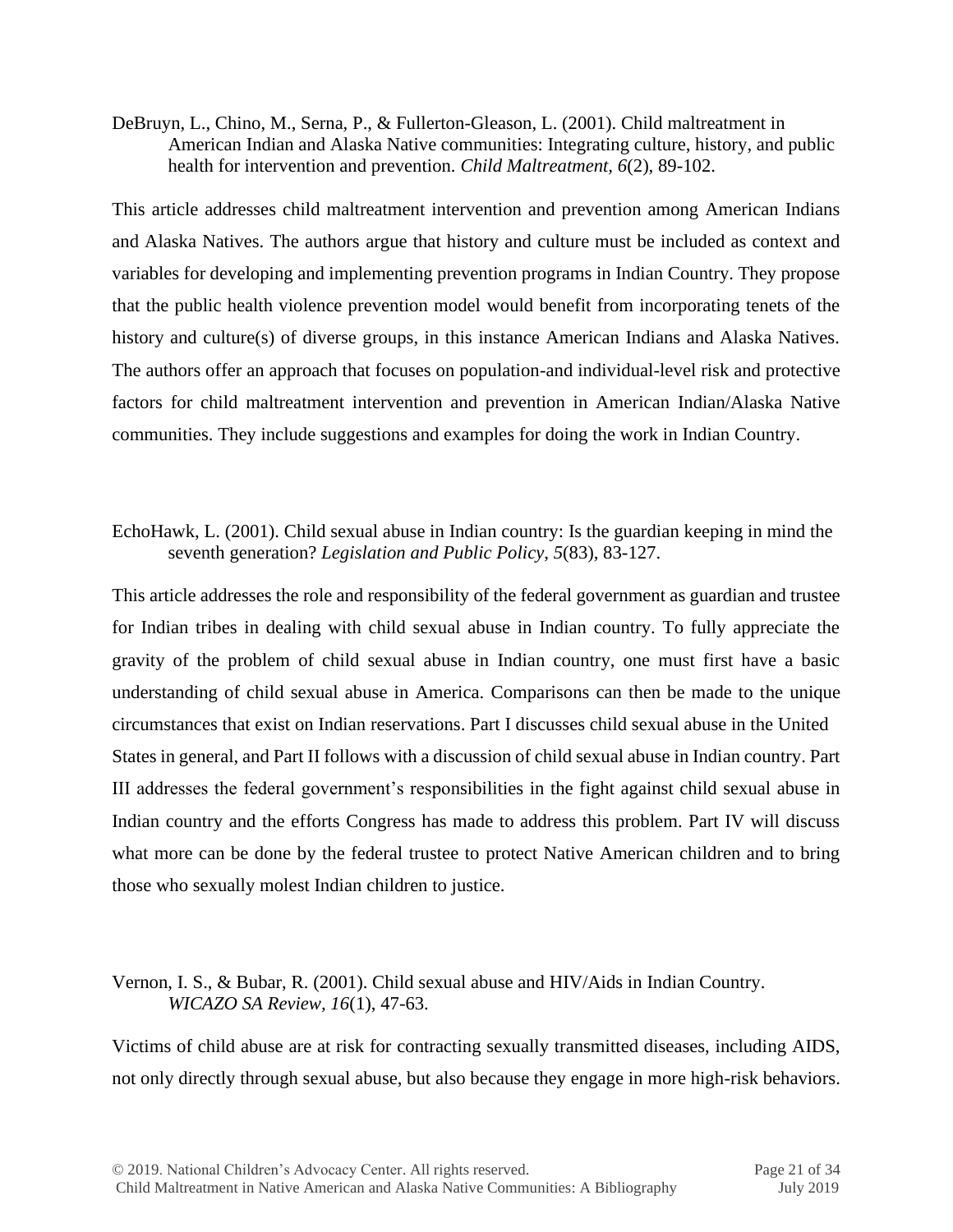DeBruyn, L., Chino, M., Serna, P., & Fullerton-Gleason, L. (2001). Child maltreatment in American Indian and Alaska Native communities: Integrating culture, history, and public health for intervention and prevention. *Child Maltreatment, 6*(2), 89-102.

This article addresses child maltreatment intervention and prevention among American Indians and Alaska Natives. The authors argue that history and culture must be included as context and variables for developing and implementing prevention programs in Indian Country. They propose that the public health violence prevention model would benefit from incorporating tenets of the history and culture(s) of diverse groups, in this instance American Indians and Alaska Natives. The authors offer an approach that focuses on population-and individual-level risk and protective factors for child maltreatment intervention and prevention in American Indian/Alaska Native communities. They include suggestions and examples for doing the work in Indian Country.

EchoHawk, L. (2001). Child sexual abuse in Indian country: Is the guardian keeping in mind the seventh generation? *Legislation and Public Policy*, *5*(83), 83-127.

This article addresses the role and responsibility of the federal government as guardian and trustee for Indian tribes in dealing with child sexual abuse in Indian country. To fully appreciate the gravity of the problem of child sexual abuse in Indian country, one must first have a basic understanding of child sexual abuse in America. Comparisons can then be made to the unique circumstances that exist on Indian reservations. Part I discusses child sexual abuse in the United States in general, and Part II follows with a discussion of child sexual abuse in Indian country. Part III addresses the federal government's responsibilities in the fight against child sexual abuse in Indian country and the efforts Congress has made to address this problem. Part IV will discuss what more can be done by the federal trustee to protect Native American children and to bring those who sexually molest Indian children to justice.

Vernon, I. S., & Bubar, R. (2001). Child sexual abuse and HIV/Aids in Indian Country. *WICAZO SA Review*, *16*(1), 47-63.

Victims of child abuse are at risk for contracting sexually transmitted diseases, including AIDS, not only directly through sexual abuse, but also because they engage in more high-risk behaviors.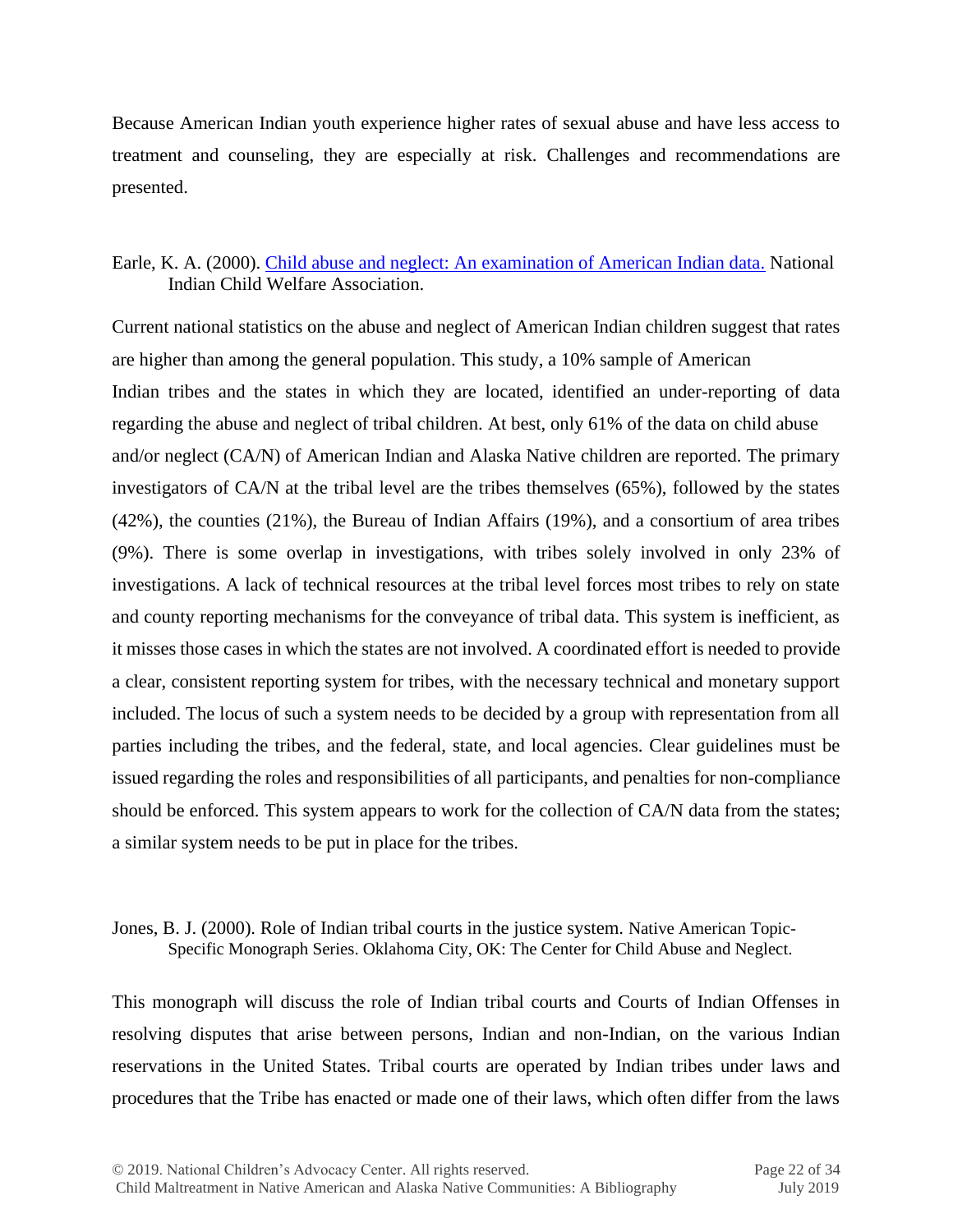Because American Indian youth experience higher rates of sexual abuse and have less access to treatment and counseling, they are especially at risk. Challenges and recommendations are presented.

Earle, K. A. (2000). Child abuse and neglect: An examination of American Indian data. National Indian Child Welfare Association.

Current national statistics on the abuse and neglect of American Indian children suggest that rates are higher than among the general population. This study, a 10% sample of American Indian tribes and the states in which they are located, identified an under-reporting of data regarding the abuse and neglect of tribal children. At best, only 61% of the data on child abuse and/or neglect (CA/N) of American Indian and Alaska Native children are reported. The primary investigators of CA/N at the tribal level are the tribes themselves (65%), followed by the states (42%), the counties (21%), the Bureau of Indian Affairs (19%), and a consortium of area tribes (9%). There is some overlap in investigations, with tribes solely involved in only 23% of investigations. A lack of technical resources at the tribal level forces most tribes to rely on state and county reporting mechanisms for the conveyance of tribal data. This system is inefficient, as it misses those cases in which the states are not involved. A coordinated effort is needed to provide a clear, consistent reporting system for tribes, with the necessary technical and monetary support included. The locus of such a system needs to be decided by a group with representation from all parties including the tribes, and the federal, state, and local agencies. Clear guidelines must be issued regarding the roles and responsibilities of all participants, and penalties for non-compliance should be enforced. This system appears to work for the collection of CA/N data from the states; a similar system needs to be put in place for the tribes.

Jones, B. J. (2000). Role of Indian tribal courts in the justice system. Native American Topic-Specific Monograph Series. Oklahoma City, OK: The Center for Child Abuse and Neglect.

This monograph will discuss the role of Indian tribal courts and Courts of Indian Offenses in resolving disputes that arise between persons, Indian and non-Indian, on the various Indian reservations in the United States. Tribal courts are operated by Indian tribes under laws and procedures that the Tribe has enacted or made one of their laws, which often differ from the laws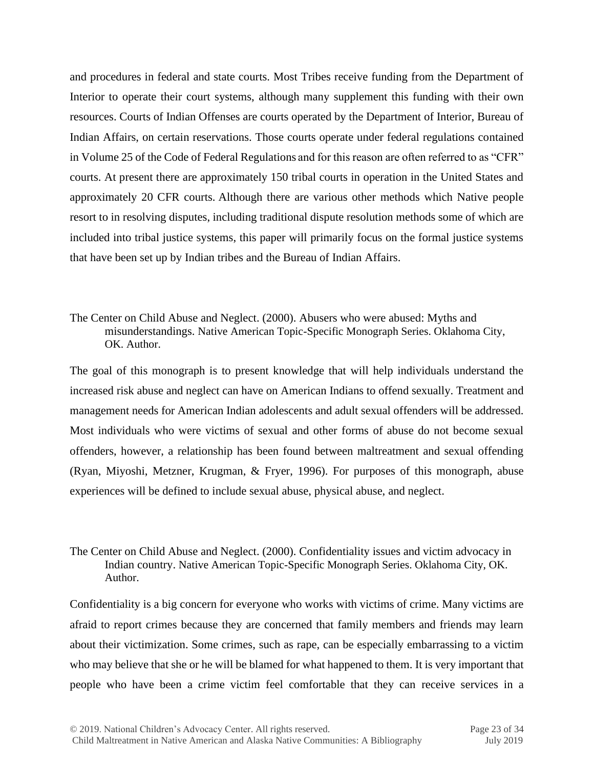and procedures in federal and state courts. Most Tribes receive funding from the Department of Interior to operate their court systems, although many supplement this funding with their own resources. Courts of Indian Offenses are courts operated by the Department of Interior, Bureau of Indian Affairs, on certain reservations. Those courts operate under federal regulations contained in Volume 25 of the Code of Federal Regulations and for this reason are often referred to as "CFR" courts. At present there are approximately 150 tribal courts in operation in the United States and approximately 20 CFR courts. Although there are various other methods which Native people resort to in resolving disputes, including traditional dispute resolution methods some of which are included into tribal justice systems, this paper will primarily focus on the formal justice systems that have been set up by Indian tribes and the Bureau of Indian Affairs.

The Center on Child Abuse and Neglect. (2000). Abusers who were abused: Myths and misunderstandings. Native American Topic-Specific Monograph Series. Oklahoma City, OK. Author.

The goal of this monograph is to present knowledge that will help individuals understand the increased risk abuse and neglect can have on American Indians to offend sexually. Treatment and management needs for American Indian adolescents and adult sexual offenders will be addressed. Most individuals who were victims of sexual and other forms of abuse do not become sexual offenders, however, a relationship has been found between maltreatment and sexual offending (Ryan, Miyoshi, Metzner, Krugman, & Fryer, 1996). For purposes of this monograph, abuse experiences will be defined to include sexual abuse, physical abuse, and neglect.

The Center on Child Abuse and Neglect. (2000). Confidentiality issues and victim advocacy in Indian country. Native American Topic-Specific Monograph Series. Oklahoma City, OK. Author.

Confidentiality is a big concern for everyone who works with victims of crime. Many victims are afraid to report crimes because they are concerned that family members and friends may learn about their victimization. Some crimes, such as rape, can be especially embarrassing to a victim who may believe that she or he will be blamed for what happened to them. It is very important that people who have been a crime victim feel comfortable that they can receive services in a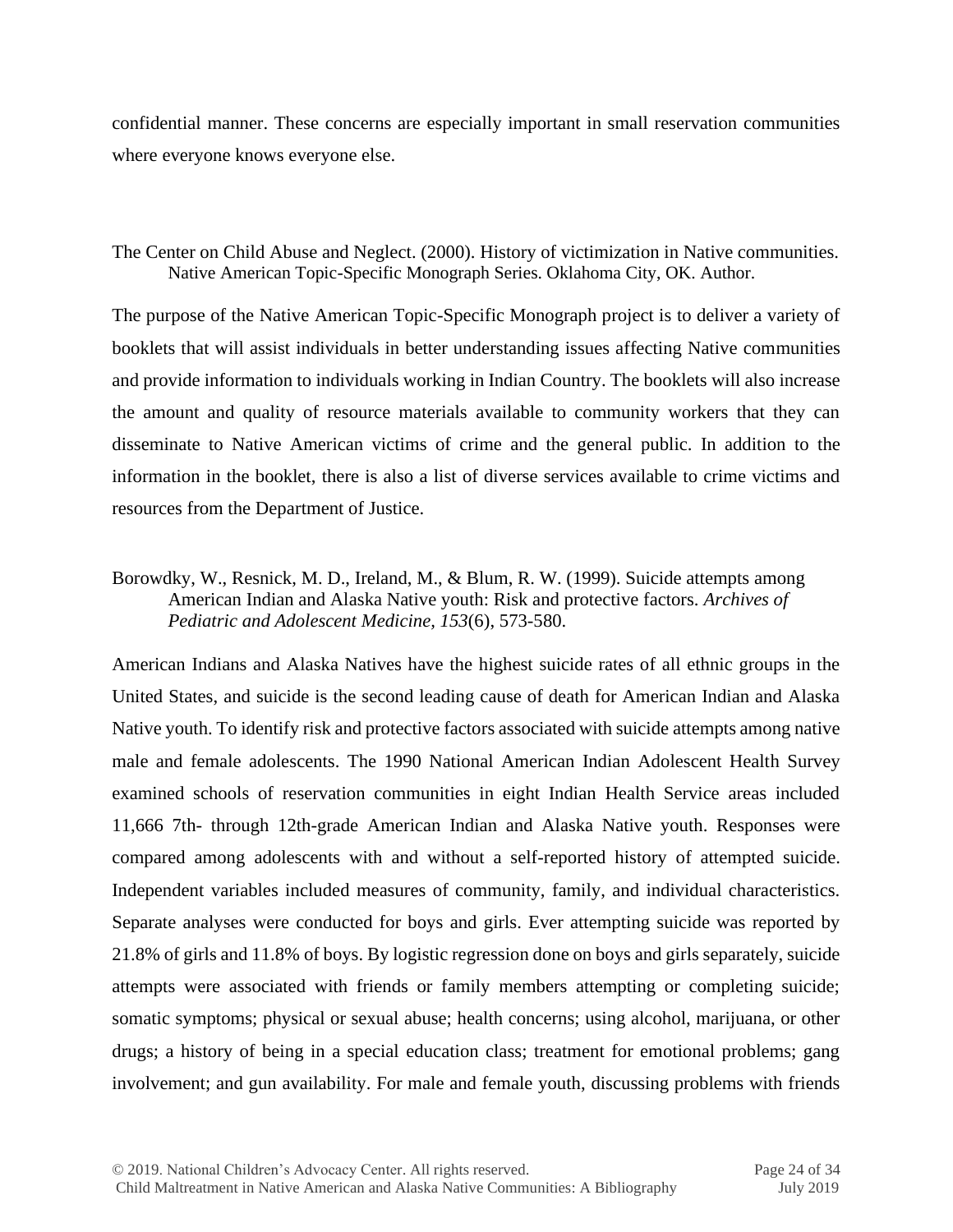confidential manner. These concerns are especially important in small reservation communities where everyone knows everyone else.

The Center on Child Abuse and Neglect. (2000). History of victimization in Native communities. Native American Topic-Specific Monograph Series. Oklahoma City, OK. Author.

The purpose of the Native American Topic-Specific Monograph project is to deliver a variety of booklets that will assist individuals in better understanding issues affecting Native communities and provide information to individuals working in Indian Country. The booklets will also increase the amount and quality of resource materials available to community workers that they can disseminate to Native American victims of crime and the general public. In addition to the information in the booklet, there is also a list of diverse services available to crime victims and resources from the Department of Justice.

Borowdky, W., Resnick, M. D., Ireland, M., & Blum, R. W. (1999). Suicide attempts among American Indian and Alaska Native youth: Risk and protective factors. *Archives of Pediatric and Adolescent Medicine, 153*(6), 573-580.

American Indians and Alaska Natives have the highest suicide rates of all ethnic groups in the United States, and suicide is the second leading cause of death for American Indian and Alaska Native youth. To identify risk and protective factors associated with suicide attempts among native male and female adolescents. The 1990 National American Indian Adolescent Health Survey examined schools of reservation communities in eight Indian Health Service areas included 11,666 7th- through 12th-grade American Indian and Alaska Native youth. Responses were compared among adolescents with and without a self-reported history of attempted suicide. Independent variables included measures of community, family, and individual characteristics. Separate analyses were conducted for boys and girls. Ever attempting suicide was reported by 21.8% of girls and 11.8% of boys. By logistic regression done on boys and girls separately, suicide attempts were associated with friends or family members attempting or completing suicide; somatic symptoms; physical or sexual abuse; health concerns; using alcohol, marijuana, or other drugs; a history of being in a special education class; treatment for emotional problems; gang involvement; and gun availability. For male and female youth, discussing problems with friends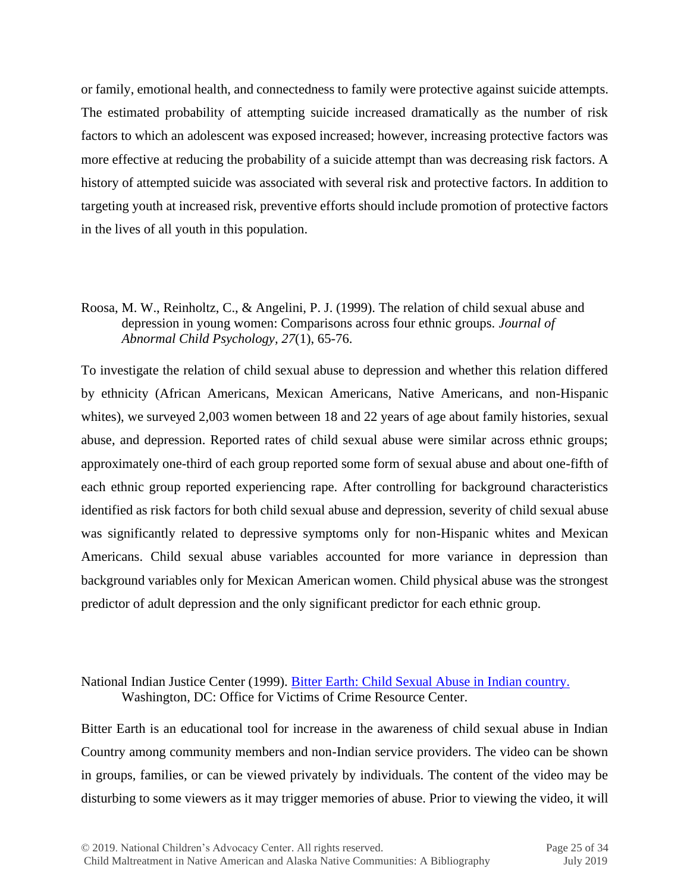or family, emotional health, and connectedness to family were protective against suicide attempts. The estimated probability of attempting suicide increased dramatically as the number of risk factors to which an adolescent was exposed increased; however, increasing protective factors was more effective at reducing the probability of a suicide attempt than was decreasing risk factors. A history of attempted suicide was associated with several risk and protective factors. In addition to targeting youth at increased risk, preventive efforts should include promotion of protective factors in the lives of all youth in this population.

Roosa, M. W., Reinholtz, C., & Angelini, P. J. (1999). The relation of child sexual abuse and depression in young women: Comparisons across four ethnic groups. *Journal of Abnormal Child Psychology, 27*(1), 65-76.

To investigate the relation of child sexual abuse to depression and whether this relation differed by ethnicity (African Americans, Mexican Americans, Native Americans, and non-Hispanic whites), we surveyed 2,003 women between 18 and 22 years of age about family histories, sexual abuse, and depression. Reported rates of child sexual abuse were similar across ethnic groups; approximately one-third of each group reported some form of sexual abuse and about one-fifth of each ethnic group reported experiencing rape. After controlling for background characteristics identified as risk factors for both child sexual abuse and depression, severity of child sexual abuse was significantly related to depressive symptoms only for non-Hispanic whites and Mexican Americans. Child sexual abuse variables accounted for more variance in depression than background variables only for Mexican American women. Child physical abuse was the strongest predictor of adult depression and the only significant predictor for each ethnic group.

National Indian Justice Center (1999). [Bitter Earth: Child Sexual Abuse in Indian country.](#) Washington, DC: Office for Victims of Crime Resource Center.

Bitter Earth is an educational tool for increase in the awareness of child sexual abuse in Indian Country among community members and non-Indian service providers. The video can be shown in groups, families, or can be viewed privately by individuals. The content of the video may be disturbing to some viewers as it may trigger memories of abuse. Prior to viewing the video, it will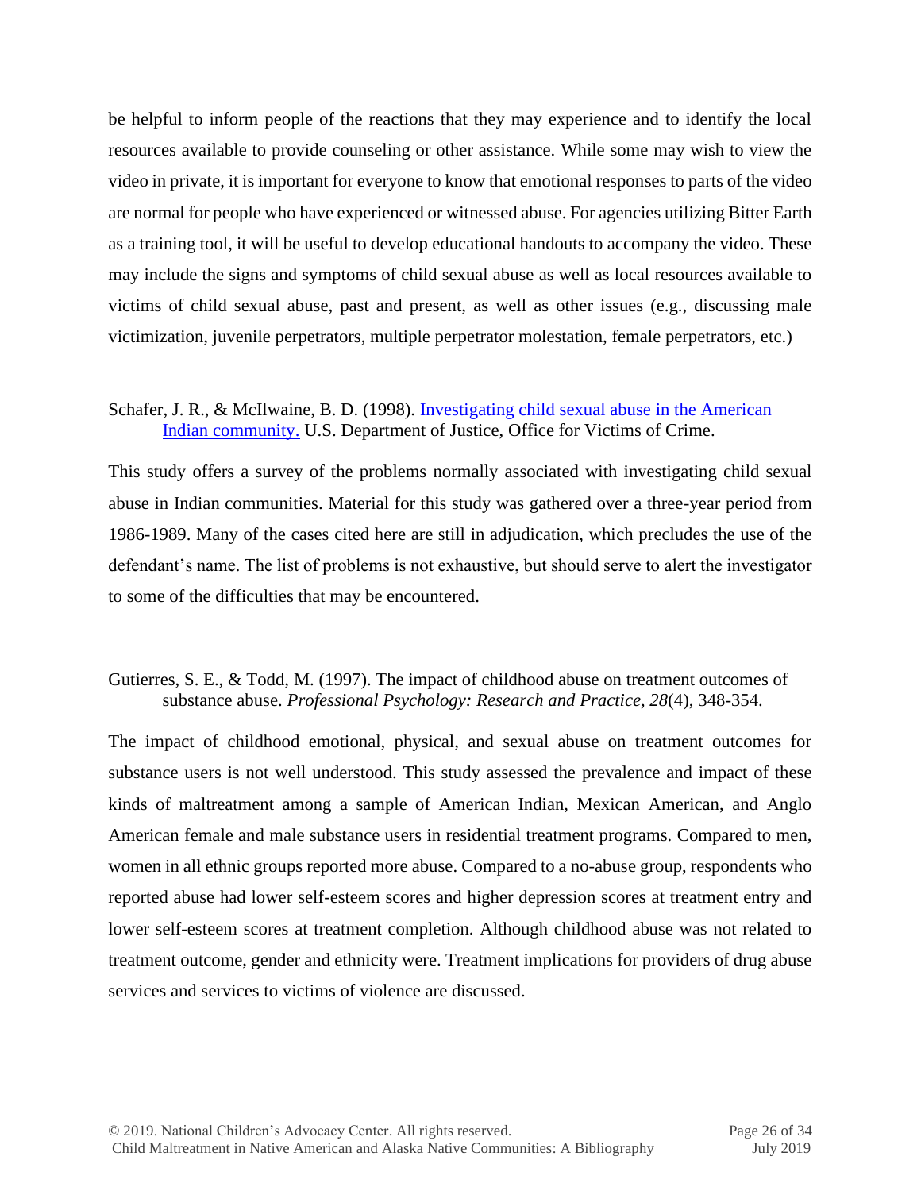be helpful to inform people of the reactions that they may experience and to identify the local resources available to provide counseling or other assistance. While some may wish to view the video in private, it is important for everyone to know that emotional responses to parts of the video are normal for people who have experienced or witnessed abuse. For agencies utilizing Bitter Earth as a training tool, it will be useful to develop educational handouts to accompany the video. These may include the signs and symptoms of child sexual abuse as well as local resources available to victims of child sexual abuse, past and present, as well as other issues (e.g., discussing male victimization, juvenile perpetrators, multiple perpetrator molestation, female perpetrators, etc.)

Schafer, J. R., & McIlwaine, B. D. (1998). Investigating child sexual abuse in the American Indian community. U.S. Department of Justice, Office for Victims of Crime.

This study offers a survey of the problems normally associated with investigating child sexual abuse in Indian communities. Material for this study was gathered over a three-year period from 1986-1989. Many of the cases cited here are still in adjudication, which precludes the use of the defendant's name. The list of problems is not exhaustive, but should serve to alert the investigator to some of the difficulties that may be encountered.

Gutierres, S. E., & Todd, M. (1997). The impact of childhood abuse on treatment outcomes of substance abuse. *Professional Psychology: Research and Practice, 28*(4), 348-354.

The impact of childhood emotional, physical, and sexual abuse on treatment outcomes for substance users is not well understood. This study assessed the prevalence and impact of these kinds of maltreatment among a sample of American Indian, Mexican American, and Anglo American female and male substance users in residential treatment programs. Compared to men, women in all ethnic groups reported more abuse. Compared to a no-abuse group, respondents who reported abuse had lower self-esteem scores and higher depression scores at treatment entry and lower self-esteem scores at treatment completion. Although childhood abuse was not related to treatment outcome, gender and ethnicity were. Treatment implications for providers of drug abuse services and services to victims of violence are discussed.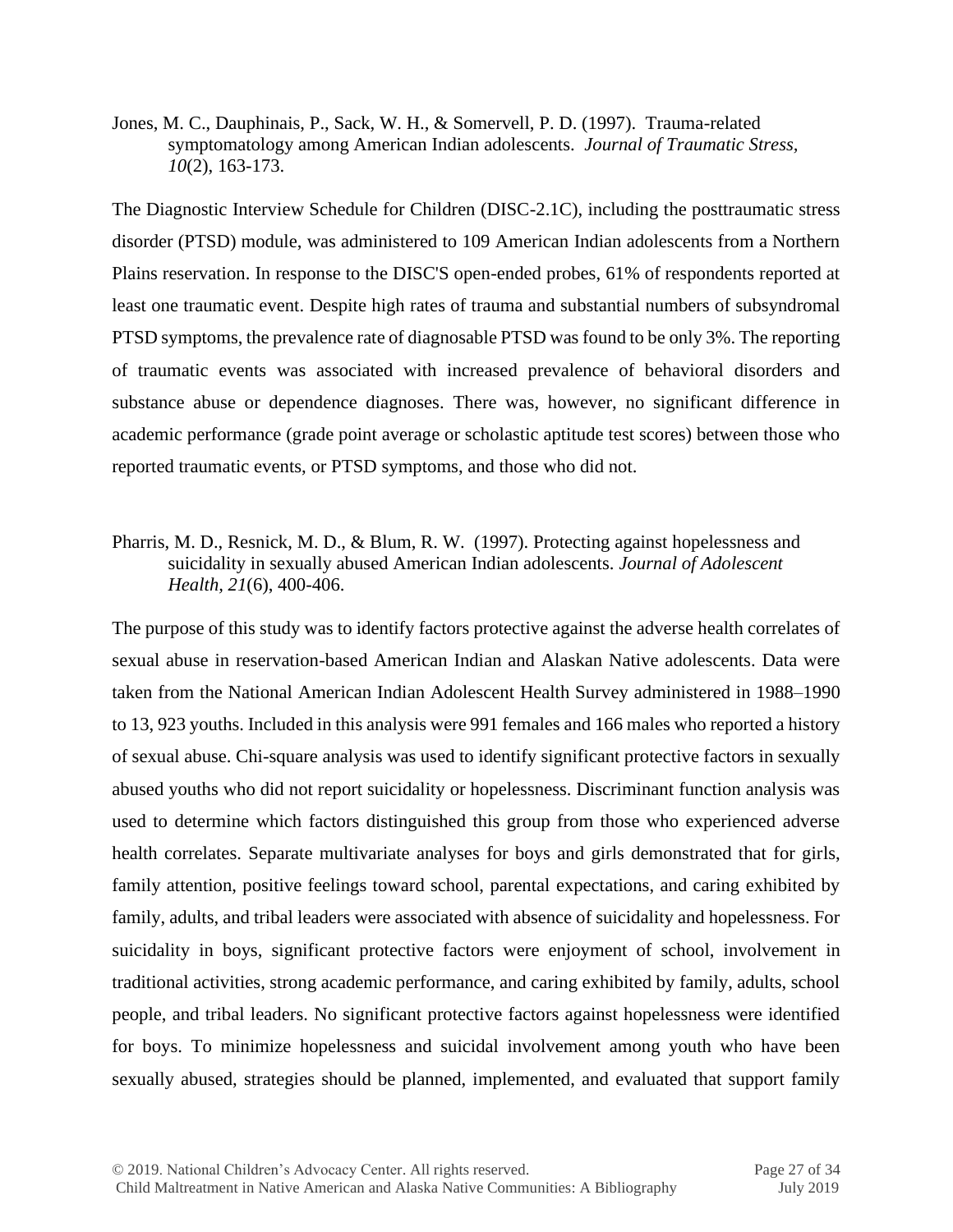Jones, M. C., Dauphinais, P., Sack, W. H., & Somervell, P. D. (1997). Trauma-related symptomatology among American Indian adolescents. *Journal of Traumatic Stress, 10*(2), 163-173.

The Diagnostic Interview Schedule for Children (DISC-2.1C), including the posttraumatic stress disorder (PTSD) module, was administered to 109 American Indian adolescents from a Northern Plains reservation. In response to the DISC'S open-ended probes, 61% of respondents reported at least one traumatic event. Despite high rates of trauma and substantial numbers of subsyndromal PTSD symptoms, the prevalence rate of diagnosable PTSD was found to be only 3%. The reporting of traumatic events was associated with increased prevalence of behavioral disorders and substance abuse or dependence diagnoses. There was, however, no significant difference in academic performance (grade point average or scholastic aptitude test scores) between those who reported traumatic events, or PTSD symptoms, and those who did not.

Pharris, M. D., Resnick, M. D., & Blum, R. W. (1997). Protecting against hopelessness and suicidality in sexually abused American Indian adolescents. *Journal of Adolescent Health, 21*(6), 400-406.

The purpose of this study was to identify factors protective against the adverse health correlates of sexual abuse in reservation-based American Indian and Alaskan Native adolescents. Data were taken from the National American Indian Adolescent Health Survey administered in 1988–1990 to 13, 923 youths. Included in this analysis were 991 females and 166 males who reported a history of sexual abuse. Chi-square analysis was used to identify significant protective factors in sexually abused youths who did not report suicidality or hopelessness. Discriminant function analysis was used to determine which factors distinguished this group from those who experienced adverse health correlates. Separate multivariate analyses for boys and girls demonstrated that for girls, family attention, positive feelings toward school, parental expectations, and caring exhibited by family, adults, and tribal leaders were associated with absence of suicidality and hopelessness. For suicidality in boys, significant protective factors were enjoyment of school, involvement in traditional activities, strong academic performance, and caring exhibited by family, adults, school people, and tribal leaders. No significant protective factors against hopelessness were identified for boys. To minimize hopelessness and suicidal involvement among youth who have been sexually abused, strategies should be planned, implemented, and evaluated that support family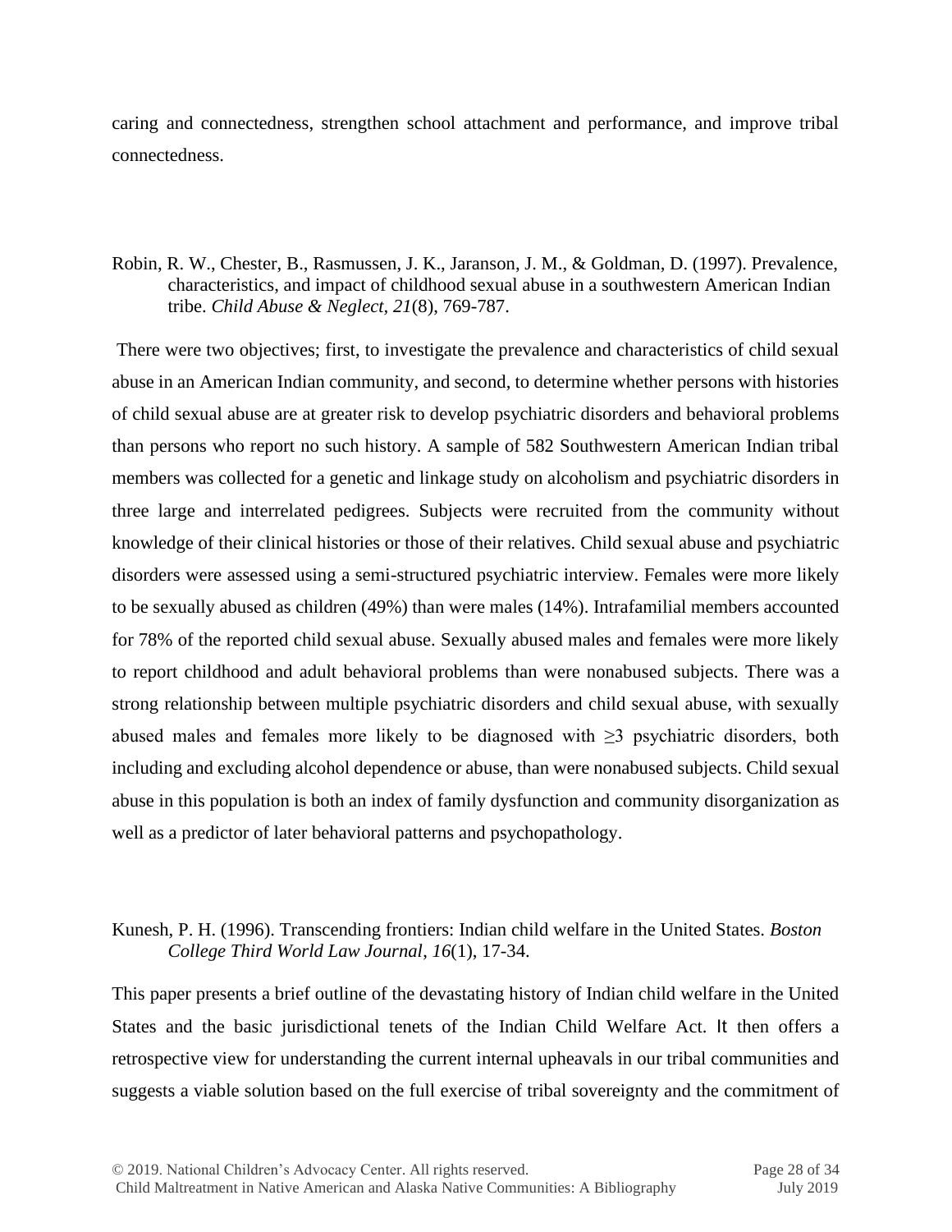caring and connectedness, strengthen school attachment and performance, and improve tribal connectedness.

Robin, R. W., Chester, B., Rasmussen, J. K., Jaranson, J. M., & Goldman, D. (1997). Prevalence, characteristics, and impact of childhood sexual abuse in a southwestern American Indian tribe. *Child Abuse & Neglect, 21*(8), 769-787.

There were two objectives; first, to investigate the prevalence and characteristics of child sexual abuse in an American Indian community, and second, to determine whether persons with histories of child sexual abuse are at greater risk to develop psychiatric disorders and behavioral problems than persons who report no such history. A sample of 582 Southwestern American Indian tribal members was collected for a genetic and linkage study on alcoholism and psychiatric disorders in three large and interrelated pedigrees. Subjects were recruited from the community without knowledge of their clinical histories or those of their relatives. Child sexual abuse and psychiatric disorders were assessed using a semi-structured psychiatric interview. Females were more likely to be sexually abused as children (49%) than were males (14%). Intrafamilial members accounted for 78% of the reported child sexual abuse. Sexually abused males and females were more likely to report childhood and adult behavioral problems than were nonabused subjects. There was a strong relationship between multiple psychiatric disorders and child sexual abuse, with sexually abused males and females more likely to be diagnosed with ≥3 psychiatric disorders, both including and excluding alcohol dependence or abuse, than were nonabused subjects. Child sexual abuse in this population is both an index of family dysfunction and community disorganization as well as a predictor of later behavioral patterns and psychopathology.

Kunesh, P. H. (1996). Transcending frontiers: Indian child welfare in the United States. *Boston College Third World Law Journal*, *16*(1), 17-34.

This paper presents a brief outline of the devastating history of Indian child welfare in the United States and the basic jurisdictional tenets of the Indian Child Welfare Act. It then offers a retrospective view for understanding the current internal upheavals in our tribal communities and suggests a viable solution based on the full exercise of tribal sovereignty and the commitment of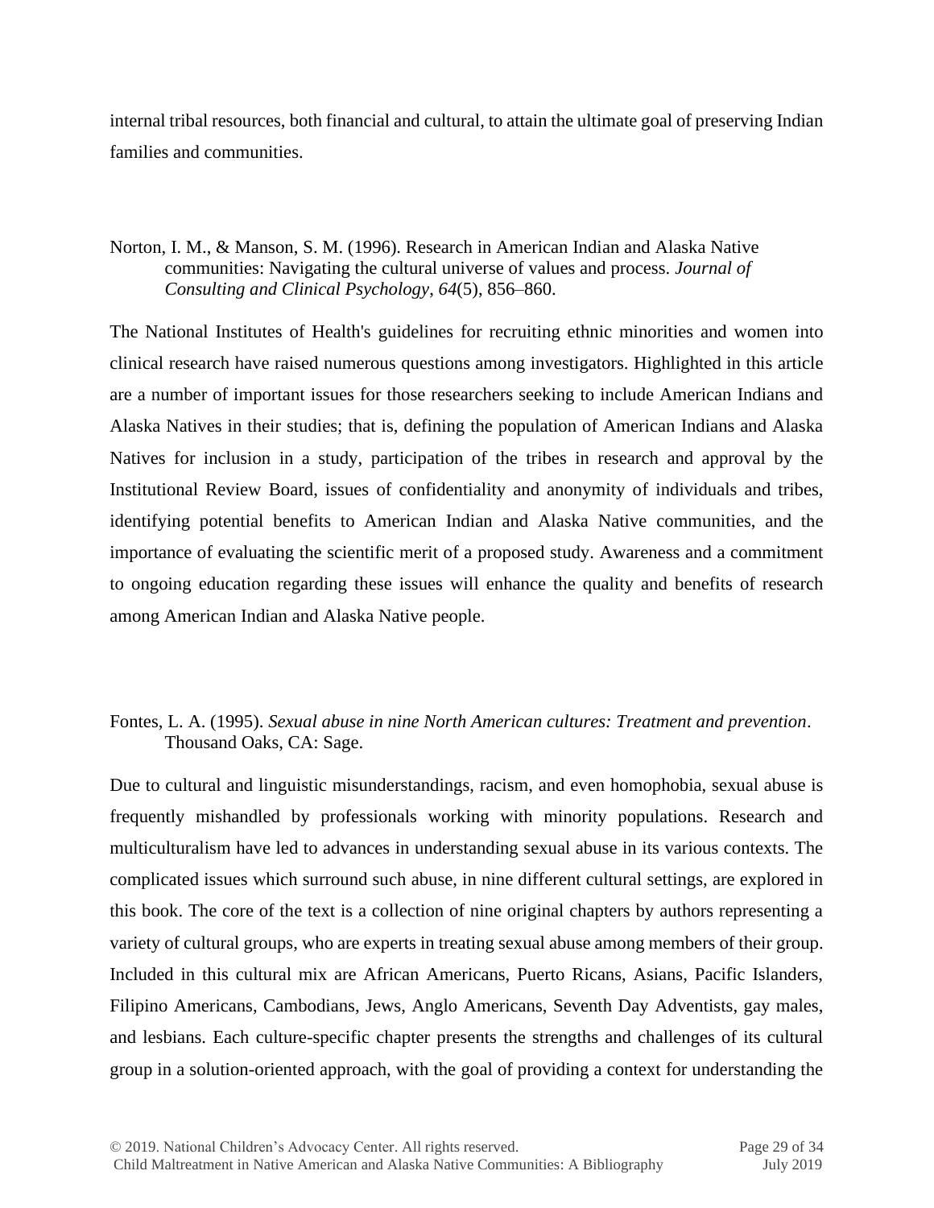internal tribal resources, both financial and cultural, to attain the ultimate goal of preserving Indian families and communities.

Norton, I. M., & Manson, S. M. (1996). Research in American Indian and Alaska Native communities: Navigating the cultural universe of values and process. *Journal of Consulting and Clinical Psychology*, *64*(5), 856–860.

The National Institutes of Health's guidelines for recruiting ethnic minorities and women into clinical research have raised numerous questions among investigators. Highlighted in this article are a number of important issues for those researchers seeking to include American Indians and Alaska Natives in their studies; that is, defining the population of American Indians and Alaska Natives for inclusion in a study, participation of the tribes in research and approval by the Institutional Review Board, issues of confidentiality and anonymity of individuals and tribes, identifying potential benefits to American Indian and Alaska Native communities, and the importance of evaluating the scientific merit of a proposed study. Awareness and a commitment to ongoing education regarding these issues will enhance the quality and benefits of research among American Indian and Alaska Native people.

Fontes, L. A. (1995). *Sexual abuse in nine North American cultures: Treatment and prevention*. Thousand Oaks, CA: Sage.

Due to cultural and linguistic misunderstandings, racism, and even homophobia, sexual abuse is frequently mishandled by professionals working with minority populations. Research and multiculturalism have led to advances in understanding sexual abuse in its various contexts. The complicated issues which surround such abuse, in nine different cultural settings, are explored in this book. The core of the text is a collection of nine original chapters by authors representing a variety of cultural groups, who are experts in treating sexual abuse among members of their group. Included in this cultural mix are African Americans, Puerto Ricans, Asians, Pacific Islanders, Filipino Americans, Cambodians, Jews, Anglo Americans, Seventh Day Adventists, gay males, and lesbians. Each culture-specific chapter presents the strengths and challenges of its cultural group in a solution-oriented approach, with the goal of providing a context for understanding the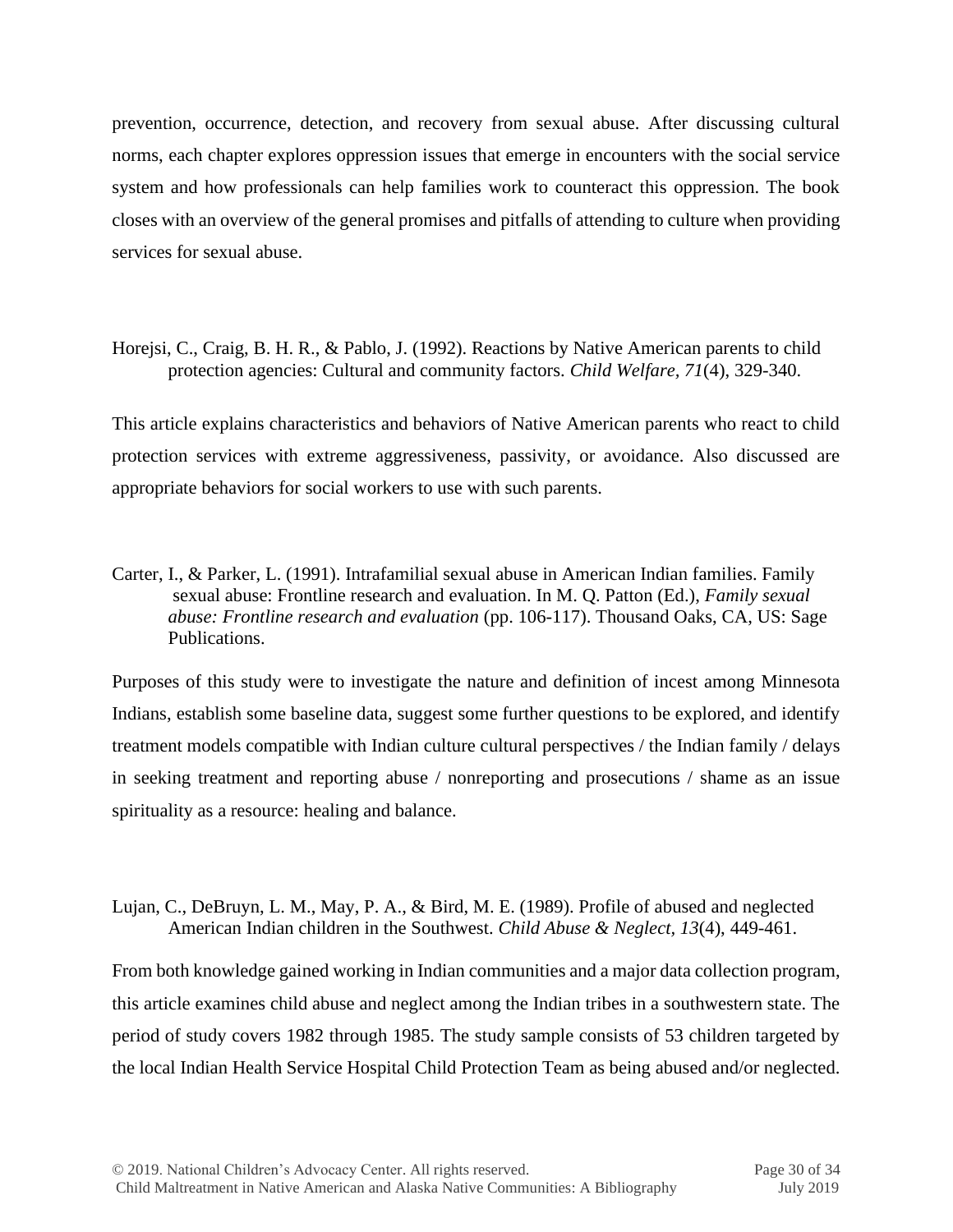prevention, occurrence, detection, and recovery from sexual abuse. After discussing cultural norms, each chapter explores oppression issues that emerge in encounters with the social service system and how professionals can help families work to counteract this oppression. The book closes with an overview of the general promises and pitfalls of attending to culture when providing services for sexual abuse.

Horejsi, C., Craig, B. H. R., & Pablo, J. (1992). Reactions by Native American parents to child protection agencies: Cultural and community factors. *Child Welfare, 71*(4), 329-340.

This article explains characteristics and behaviors of Native American parents who react to child protection services with extreme aggressiveness, passivity, or avoidance. Also discussed are appropriate behaviors for social workers to use with such parents.

Carter, I., & Parker, L. (1991). Intrafamilial sexual abuse in American Indian families. Family sexual abuse: Frontline research and evaluation. In M. Q. Patton (Ed.), *Family sexual abuse: Frontline research and evaluation* (pp. 106-117). Thousand Oaks, CA, US: Sage Publications.

Purposes of this study were to investigate the nature and definition of incest among Minnesota Indians, establish some baseline data, suggest some further questions to be explored, and identify treatment models compatible with Indian culture cultural perspectives / the Indian family / delays in seeking treatment and reporting abuse / nonreporting and prosecutions / shame as an issue spirituality as a resource: healing and balance.

Lujan, C., DeBruyn, L. M., May, P. A., & Bird, M. E. (1989). Profile of abused and neglected American Indian children in the Southwest. *Child Abuse & Neglect, 13*(4), 449-461.

From both knowledge gained working in Indian communities and a major data collection program, this article examines child abuse and neglect among the Indian tribes in a southwestern state. The period of study covers 1982 through 1985. The study sample consists of 53 children targeted by the local Indian Health Service Hospital Child Protection Team as being abused and/or neglected.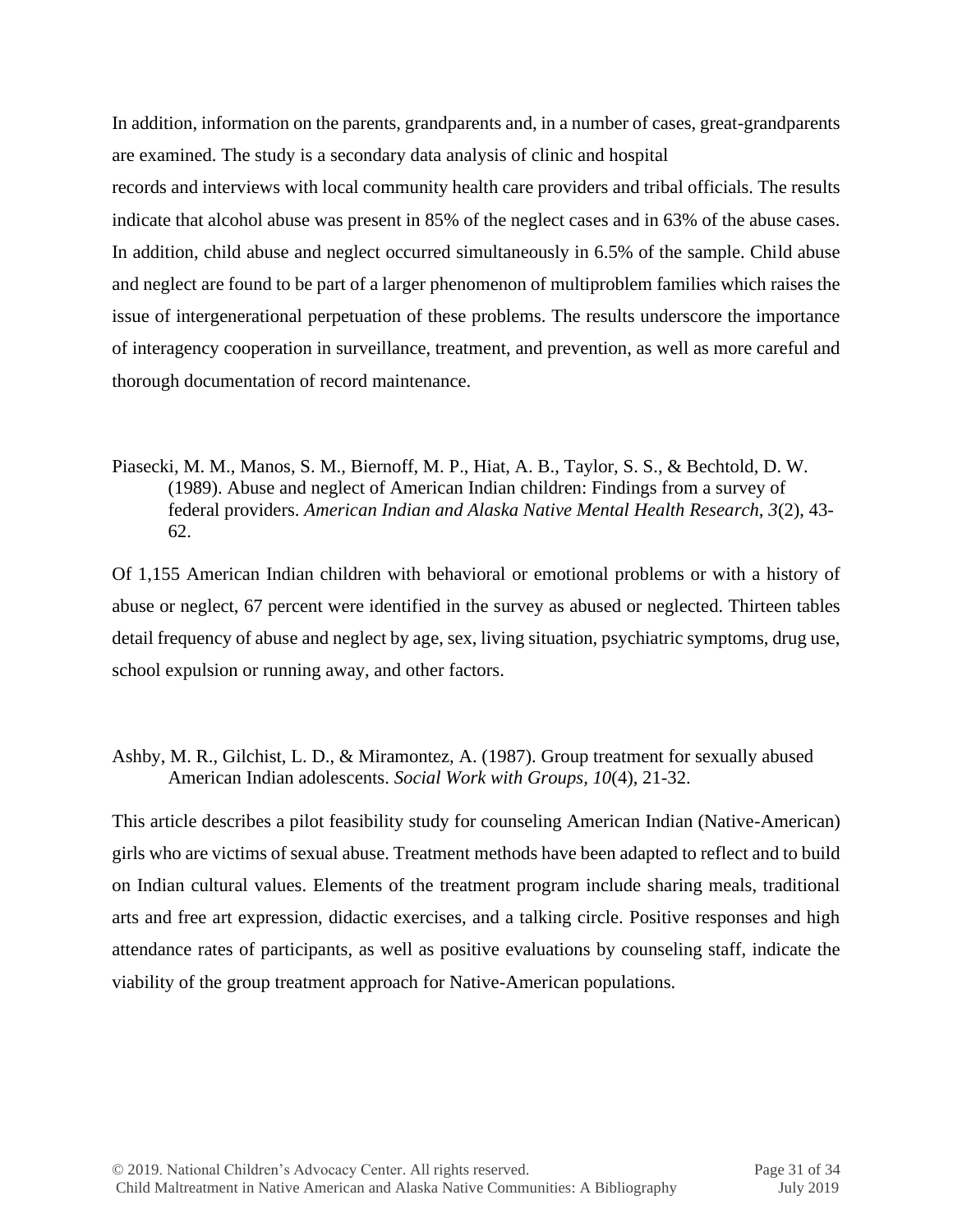In addition, information on the parents, grandparents and, in a number of cases, great-grandparents are examined. The study is a secondary data analysis of clinic and hospital records and interviews with local community health care providers and tribal officials. The results indicate that alcohol abuse was present in 85% of the neglect cases and in 63% of the abuse cases. In addition, child abuse and neglect occurred simultaneously in 6.5% of the sample. Child abuse and neglect are found to be part of a larger phenomenon of multiproblem families which raises the issue of intergenerational perpetuation of these problems. The results underscore the importance of interagency cooperation in surveillance, treatment, and prevention, as well as more careful and thorough documentation of record maintenance.

Piasecki, M. M., Manos, S. M., Biernoff, M. P., Hiat, A. B., Taylor, S. S., & Bechtold, D. W. (1989). Abuse and neglect of American Indian children: Findings from a survey of federal providers. *American Indian and Alaska Native Mental Health Research*, *3*(2), 43-62.

Of 1,155 American Indian children with behavioral or emotional problems or with a history of abuse or neglect, 67 percent were identified in the survey as abused or neglected. Thirteen tables detail frequency of abuse and neglect by age, sex, living situation, psychiatric symptoms, drug use, school expulsion or running away, and other factors.

Ashby, M. R., Gilchist, L. D., & Miramontez, A. (1987). Group treatment for sexually abused American Indian adolescents. *Social Work with Groups, 10*(4), 21-32.

This article describes a pilot feasibility study for counseling American Indian (Native-American) girls who are victims of sexual abuse. Treatment methods have been adapted to reflect and to build on Indian cultural values. Elements of the treatment program include sharing meals, traditional arts and free art expression, didactic exercises, and a talking circle. Positive responses and high attendance rates of participants, as well as positive evaluations by counseling staff, indicate the viability of the group treatment approach for Native-American populations.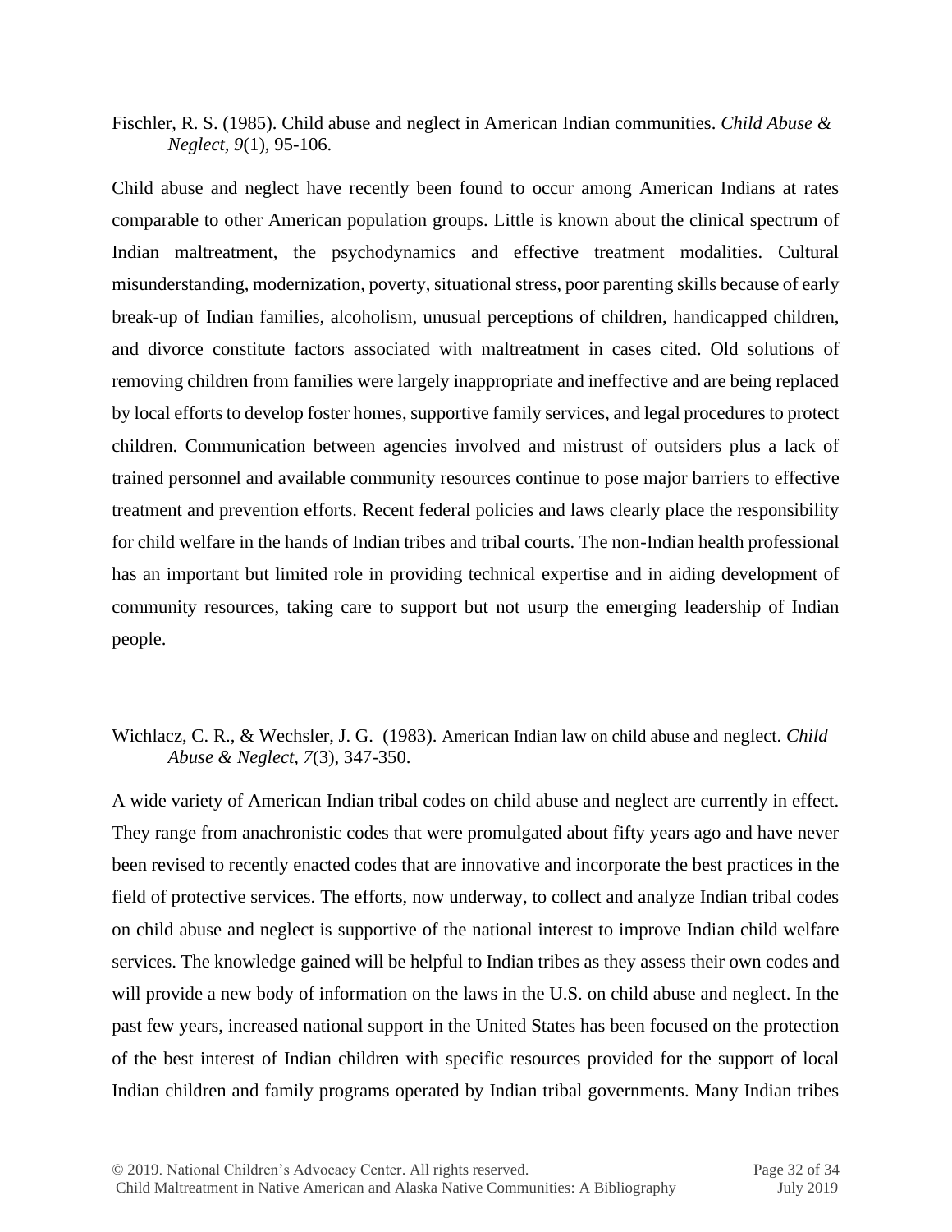Fischler, R. S. (1985). Child abuse and neglect in American Indian communities. *Child Abuse & Neglect, 9*(1), 95-106.

Child abuse and neglect have recently been found to occur among American Indians at rates comparable to other American population groups. Little is known about the clinical spectrum of Indian maltreatment, the psychodynamics and effective treatment modalities. Cultural misunderstanding, modernization, poverty, situational stress, poor parenting skills because of early break-up of Indian families, alcoholism, unusual perceptions of children, handicapped children, and divorce constitute factors associated with maltreatment in cases cited. Old solutions of removing children from families were largely inappropriate and ineffective and are being replaced by local efforts to develop foster homes, supportive family services, and legal procedures to protect children. Communication between agencies involved and mistrust of outsiders plus a lack of trained personnel and available community resources continue to pose major barriers to effective treatment and prevention efforts. Recent federal policies and laws clearly place the responsibility for child welfare in the hands of Indian tribes and tribal courts. The non-Indian health professional has an important but limited role in providing technical expertise and in aiding development of community resources, taking care to support but not usurp the emerging leadership of Indian people.

Wichlacz, C. R., & Wechsler, J. G. (1983). American Indian law on child abuse and neglect. *Child Abuse & Neglect*, *7*(3), 347-350.

A wide variety of American Indian tribal codes on child abuse and neglect are currently in effect. They range from anachronistic codes that were promulgated about fifty years ago and have never been revised to recently enacted codes that are innovative and incorporate the best practices in the field of protective services. The efforts, now underway, to collect and analyze Indian tribal codes on child abuse and neglect is supportive of the national interest to improve Indian child welfare services. The knowledge gained will be helpful to Indian tribes as they assess their own codes and will provide a new body of information on the laws in the U.S. on child abuse and neglect. In the past few years, increased national support in the United States has been focused on the protection of the best interest of Indian children with specific resources provided for the support of local Indian children and family programs operated by Indian tribal governments. Many Indian tribes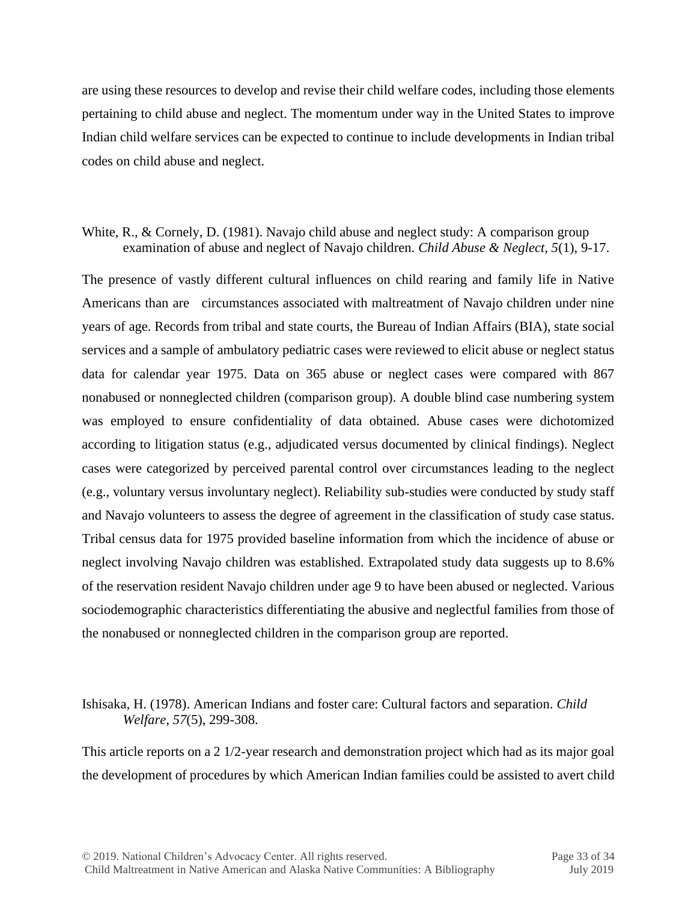are using these resources to develop and revise their child welfare codes, including those elements pertaining to child abuse and neglect. The momentum under way in the United States to improve Indian child welfare services can be expected to continue to include developments in Indian tribal codes on child abuse and neglect.

White, R., & Cornely, D. (1981). Navajo child abuse and neglect study: A comparison group examination of abuse and neglect of Navajo children. *Child Abuse & Neglect, 5*(1), 9-17.

The presence of vastly different cultural influences on child rearing and family life in Native Americans than are circumstances associated with maltreatment of Navajo children under nine years of age. Records from tribal and state courts, the Bureau of Indian Affairs (BIA), state social services and a sample of ambulatory pediatric cases were reviewed to elicit abuse or neglect status data for calendar year 1975. Data on 365 abuse or neglect cases were compared with 867 nonabused or nonneglected children (comparison group). A double blind case numbering system was employed to ensure confidentiality of data obtained. Abuse cases were dichotomized according to litigation status (e.g., adjudicated versus documented by clinical findings). Neglect cases were categorized by perceived parental control over circumstances leading to the neglect (e.g., voluntary versus involuntary neglect). Reliability sub-studies were conducted by study staff and Navajo volunteers to assess the degree of agreement in the classification of study case status. Tribal census data for 1975 provided baseline information from which the incidence of abuse or neglect involving Navajo children was established. Extrapolated study data suggests up to 8.6% of the reservation resident Navajo children under age 9 to have been abused or neglected. Various sociodemographic characteristics differentiating the abusive and neglectful families from those of the nonabused or nonneglected children in the comparison group are reported.

Ishisaka, H. (1978). American Indians and foster care: Cultural factors and separation. *Child Welfare, 57*(5), 299-308.

This article reports on a 2 1/2-year research and demonstration project which had as its major goal the development of procedures by which American Indian families could be assisted to avert child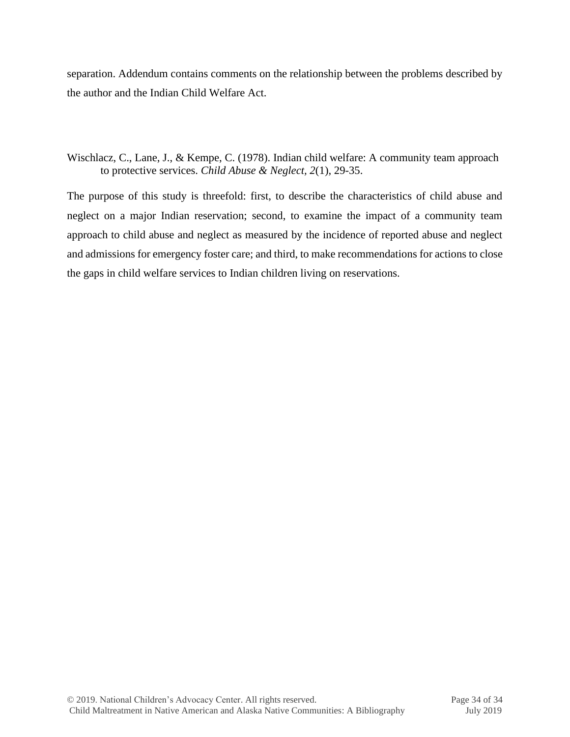separation. Addendum contains comments on the relationship between the problems described by the author and the Indian Child Welfare Act.

Wischlacz, C., Lane, J., & Kempe, C. (1978). Indian child welfare: A community team approach to protective services. *Child Abuse & Neglect, 2*(1), 29-35.

The purpose of this study is threefold: first, to describe the characteristics of child abuse and neglect on a major Indian reservation; second, to examine the impact of a community team approach to child abuse and neglect as measured by the incidence of reported abuse and neglect and admissions for emergency foster care; and third, to make recommendations for actions to close the gaps in child welfare services to Indian children living on reservations.